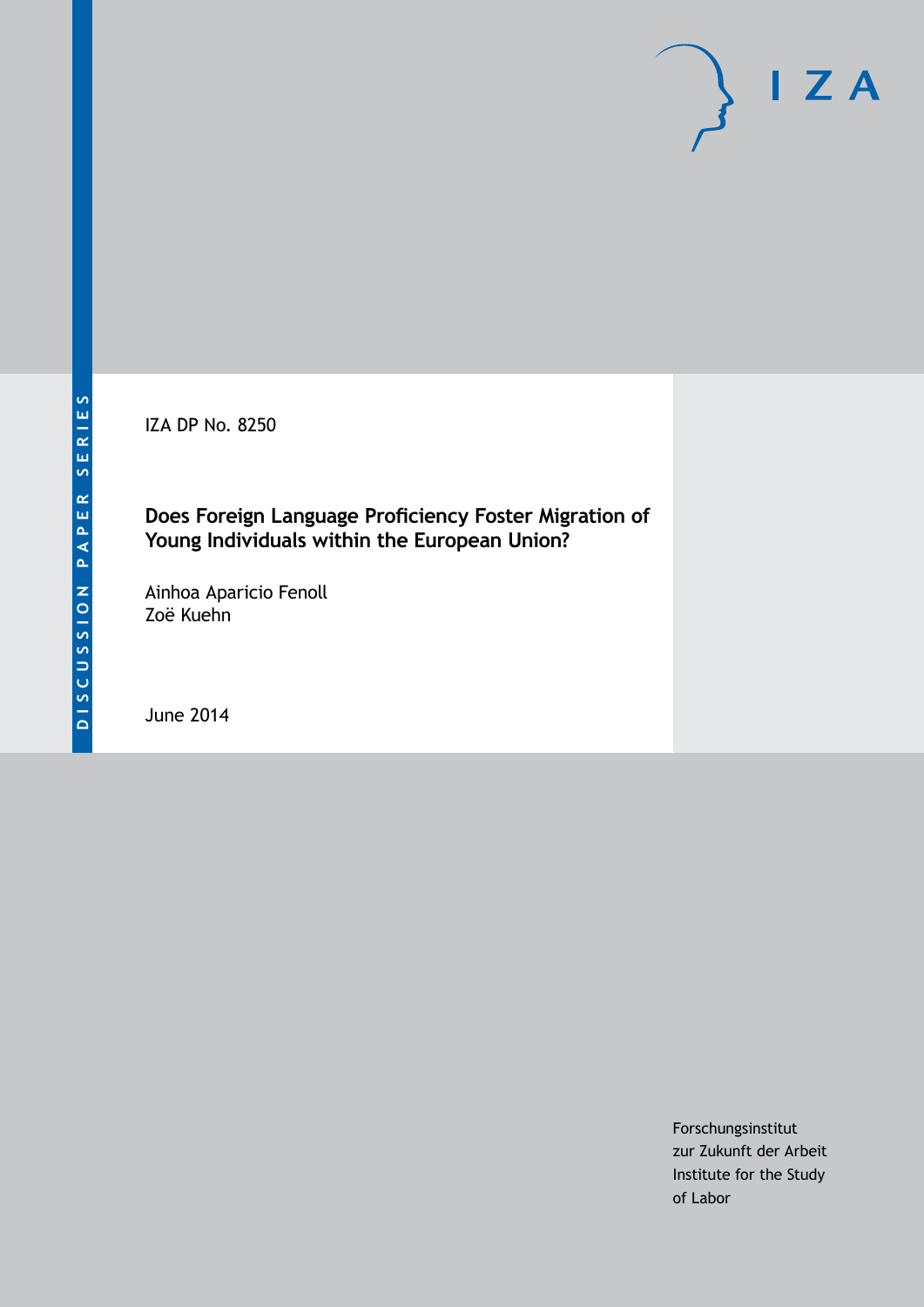DISCUSSION PAPER SERIES

IZA DP No. 8250

# Does Foreign Language Proficiency Foster Migration of Young Individuals within the European Union?

Ainhoa Aparicio Fenoll
Zoë Kuehn

June 2014

Forschungsinstitut
zur Zukunft der Arbeit
Institute for the Study
of Labor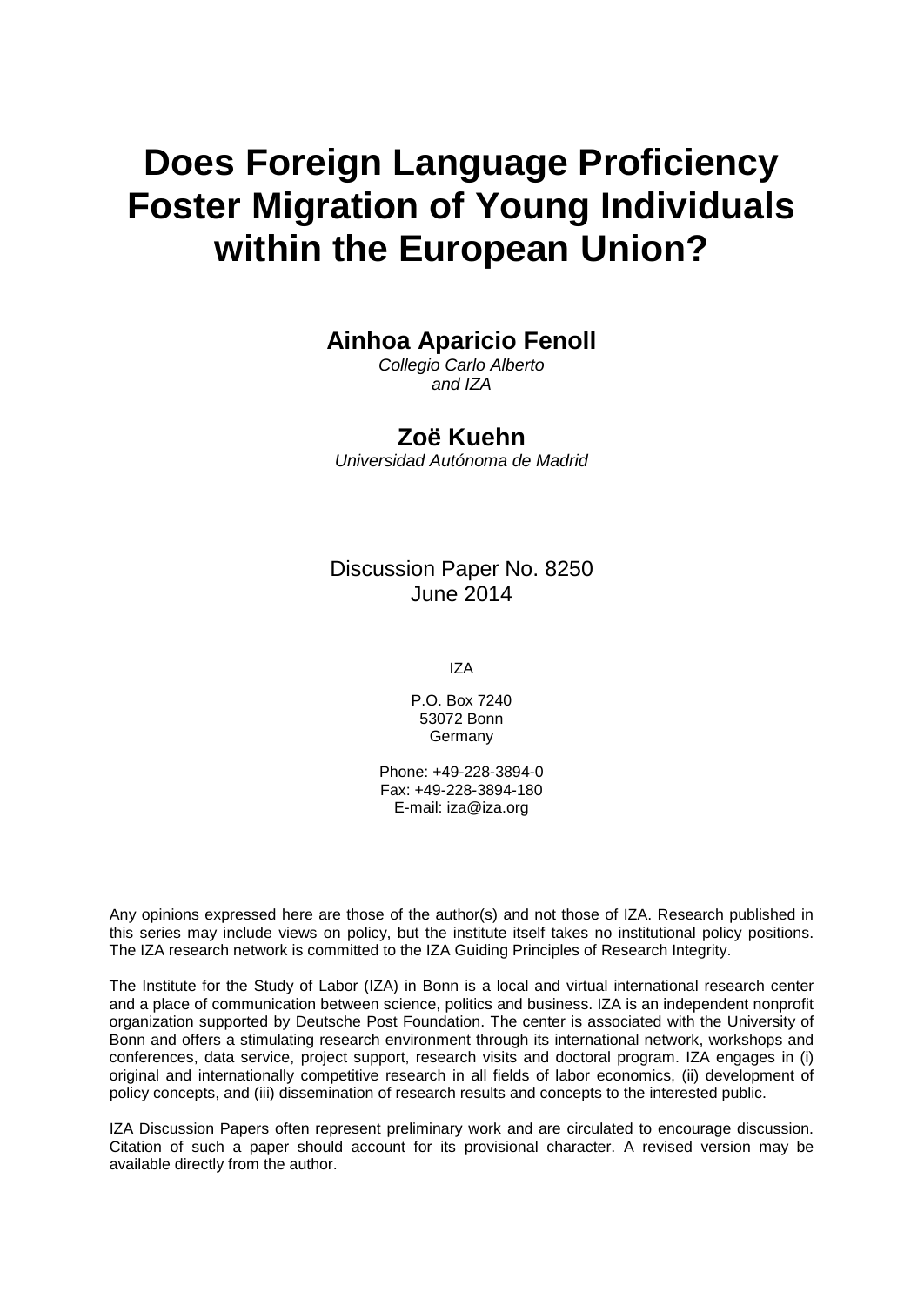# Does Foreign Language Proficiency Foster Migration of Young Individuals within the European Union?

**Ainhoa Aparicio Fenoll**
*Collegio Carlo Alberto*
*and IZA*

**Zoë Kuehn**
*Universidad Autónoma de Madrid*

Discussion Paper No. 8250
June 2014

IZA

P.O. Box 7240
53072 Bonn
Germany

Phone: +49-228-3894-0
Fax: +49-228-3894-180
E-mail: iza@iza.org

Any opinions expressed here are those of the author(s) and not those of IZA. Research published in this series may include views on policy, but the institute itself takes no institutional policy positions. The IZA research network is committed to the IZA Guiding Principles of Research Integrity.

The Institute for the Study of Labor (IZA) in Bonn is a local and virtual international research center and a place of communication between science, politics and business. IZA is an independent nonprofit organization supported by Deutsche Post Foundation. The center is associated with the University of Bonn and offers a stimulating research environment through its international network, workshops and conferences, data service, project support, research visits and doctoral program. IZA engages in (i) original and internationally competitive research in all fields of labor economics, (ii) development of policy concepts, and (iii) dissemination of research results and concepts to the interested public.

IZA Discussion Papers often represent preliminary work and are circulated to encourage discussion. Citation of such a paper should account for its provisional character. A revised version may be available directly from the author.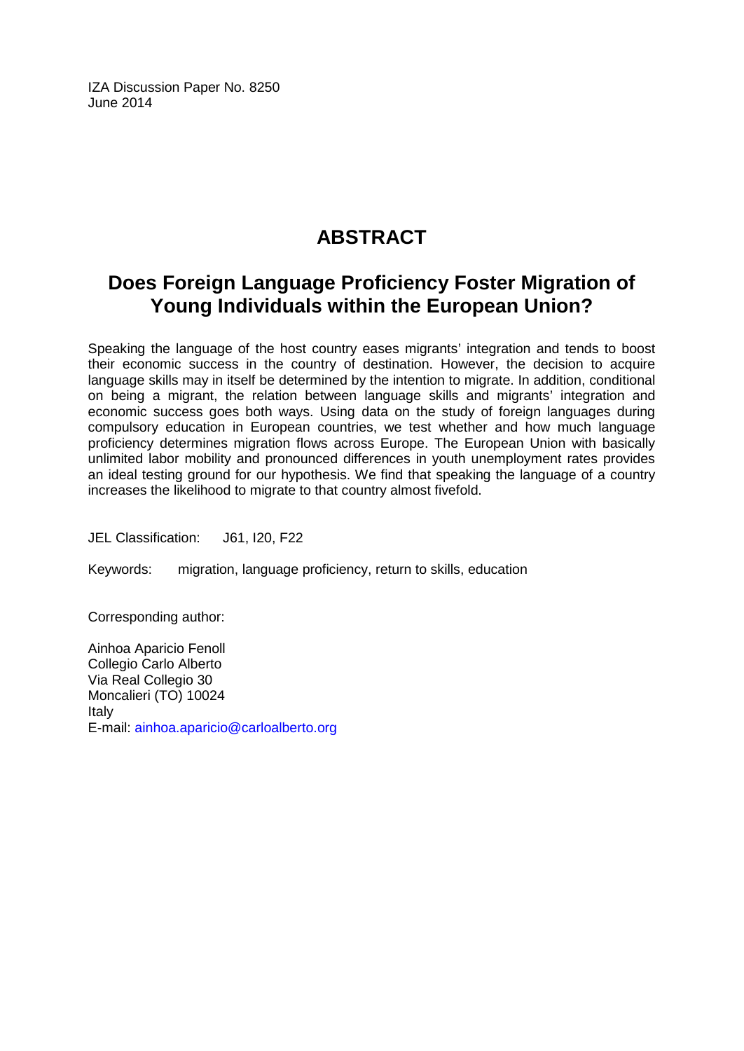IZA Discussion Paper No. 8250
June 2014

# ABSTRACT

## Does Foreign Language Proficiency Foster Migration of Young Individuals within the European Union?

Speaking the language of the host country eases migrants' integration and tends to boost their economic success in the country of destination. However, the decision to acquire language skills may in itself be determined by the intention to migrate. In addition, conditional on being a migrant, the relation between language skills and migrants' integration and economic success goes both ways. Using data on the study of foreign languages during compulsory education in European countries, we test whether and how much language proficiency determines migration flows across Europe. The European Union with basically unlimited labor mobility and pronounced differences in youth unemployment rates provides an ideal testing ground for our hypothesis. We find that speaking the language of a country increases the likelihood to migrate to that country almost fivefold.

JEL Classification: J61, I20, F22

Keywords: migration, language proficiency, return to skills, education

Corresponding author:

Ainhoa Aparicio Fenoll
Collegio Carlo Alberto
Via Real Collegio 30
Moncalieri (TO) 10024
Italy
E-mail: ainhoa.aparicio@carloalberto.org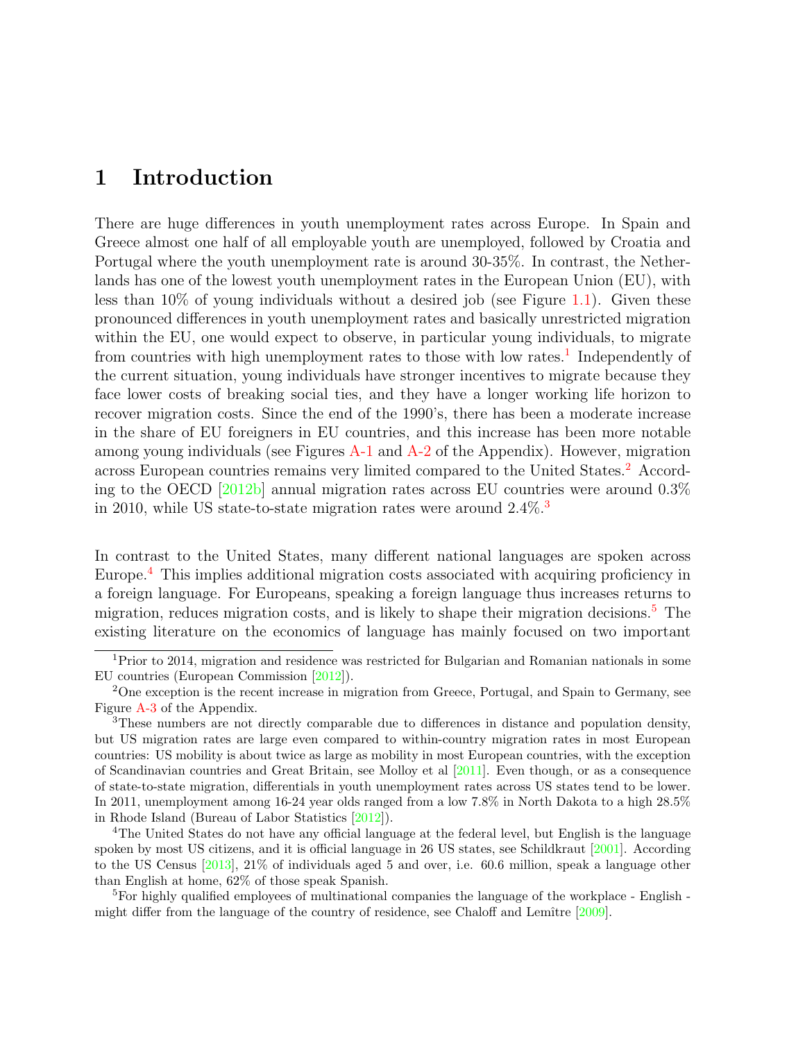# 1 Introduction

There are huge differences in youth unemployment rates across Europe. In Spain and Greece almost one half of all employable youth are unemployed, followed by Croatia and Portugal where the youth unemployment rate is around 30-35%. In contrast, the Netherlands has one of the lowest youth unemployment rates in the European Union (EU), with less than 10% of young individuals without a desired job (see Figure 1.1). Given these pronounced differences in youth unemployment rates and basically unrestricted migration within the EU, one would expect to observe, in particular young individuals, to migrate from countries with high unemployment rates to those with low rates.[1] Independently of the current situation, young individuals have stronger incentives to migrate because they face lower costs of breaking social ties, and they have a longer working life horizon to recover migration costs. Since the end of the 1990's, there has been a moderate increase in the share of EU foreigners in EU countries, and this increase has been more notable among young individuals (see Figures A-1 and A-2 of the Appendix). However, migration across European countries remains very limited compared to the United States.[2] According to the OECD [2012b] annual migration rates across EU countries were around 0.3% in 2010, while US state-to-state migration rates were around 2.4%.[3]

In contrast to the United States, many different national languages are spoken across Europe.[4] This implies additional migration costs associated with acquiring proficiency in a foreign language. For Europeans, speaking a foreign language thus increases returns to migration, reduces migration costs, and is likely to shape their migration decisions.[5] The existing literature on the economics of language has mainly focused on two important

[1] Prior to 2014, migration and residence was restricted for Bulgarian and Romanian nationals in some EU countries (European Commission [2012]).

[2] One exception is the recent increase in migration from Greece, Portugal, and Spain to Germany, see Figure A-3 of the Appendix.

[3] These numbers are not directly comparable due to differences in distance and population density, but US migration rates are large even compared to within-country migration rates in most European countries: US mobility is about twice as large as mobility in most European countries, with the exception of Scandinavian countries and Great Britain, see Molloy et al [2011]. Even though, or as a consequence of state-to-state migration, differentials in youth unemployment rates across US states tend to be lower. In 2011, unemployment among 16-24 year olds ranged from a low 7.8% in North Dakota to a high 28.5% in Rhode Island (Bureau of Labor Statistics [2012]).

[4] The United States do not have any official language at the federal level, but English is the language spoken by most US citizens, and it is official language in 26 US states, see Schildkraut [2001]. According to the US Census [2013], 21% of individuals aged 5 and over, i.e. 60.6 million, speak a language other than English at home, 62% of those speak Spanish.

[5] For highly qualified employees of multinational companies the language of the workplace - English - might differ from the language of the country of residence, see Chaloff and Lemître [2009].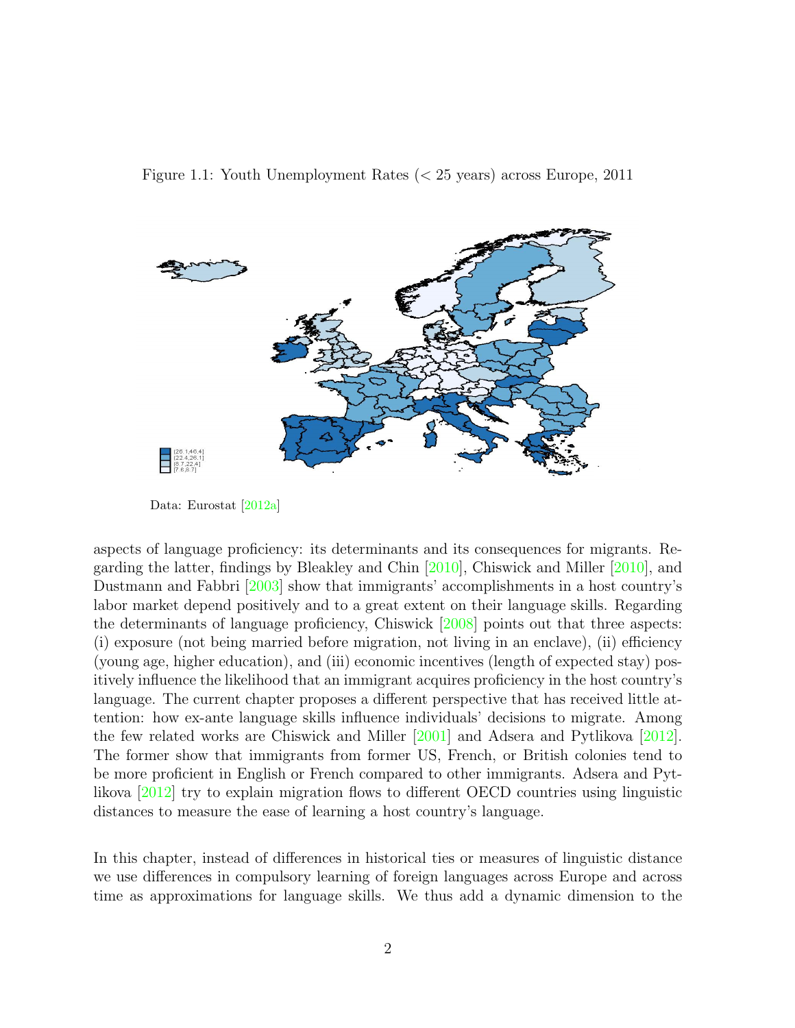Figure 1.1: Youth Unemployment Rates (< 25 years) across Europe, 2011

[26.1,46.4]
[22.4,26.1]
[8.7,22.4]
[7.6,8.7]

Data: Eurostat [2012a]

aspects of language proficiency: its determinants and its consequences for migrants. Regarding the latter, findings by Bleakley and Chin [2010], Chiswick and Miller [2010], and Dustmann and Fabbri [2003] show that immigrants' accomplishments in a host country's labor market depend positively and to a great extent on their language skills. Regarding the determinants of language proficiency, Chiswick [2008] points out that three aspects: (i) exposure (not being married before migration, not living in an enclave), (ii) efficiency (young age, higher education), and (iii) economic incentives (length of expected stay) positively influence the likelihood that an immigrant acquires proficiency in the host country's language. The current chapter proposes a different perspective that has received little attention: how ex-ante language skills influence individuals' decisions to migrate. Among the few related works are Chiswick and Miller [2001] and Adsera and Pytlikova [2012]. The former show that immigrants from former US, French, or British colonies tend to be more proficient in English or French compared to other immigrants. Adsera and Pytlikova [2012] try to explain migration flows to different OECD countries using linguistic distances to measure the ease of learning a host country's language.

In this chapter, instead of differences in historical ties or measures of linguistic distance we use differences in compulsory learning of foreign languages across Europe and across time as approximations for language skills. We thus add a dynamic dimension to the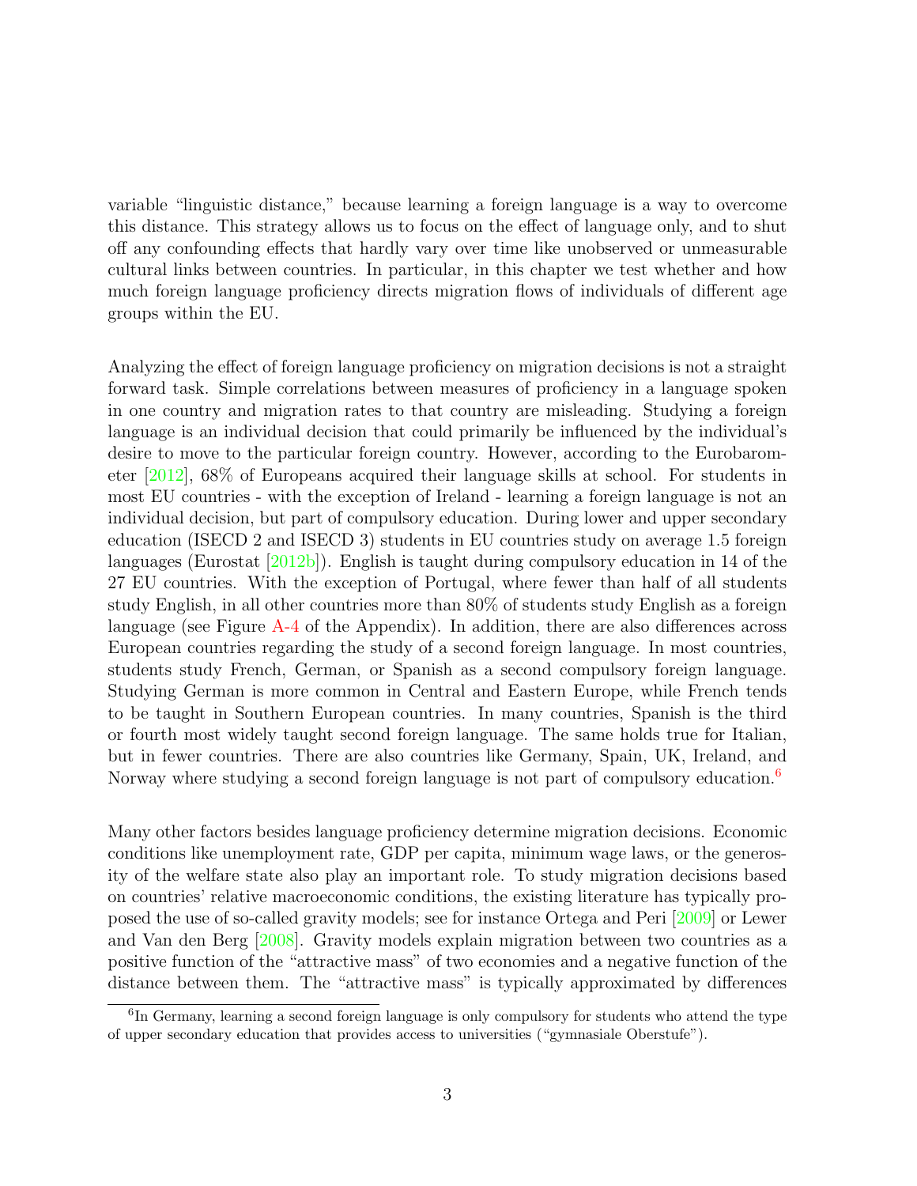variable "linguistic distance," because learning a foreign language is a way to overcome this distance. This strategy allows us to focus on the effect of language only, and to shut off any confounding effects that hardly vary over time like unobserved or unmeasurable cultural links between countries. In particular, in this chapter we test whether and how much foreign language proficiency directs migration flows of individuals of different age groups within the EU.

Analyzing the effect of foreign language proficiency on migration decisions is not a straight forward task. Simple correlations between measures of proficiency in a language spoken in one country and migration rates to that country are misleading. Studying a foreign language is an individual decision that could primarily be influenced by the individual's desire to move to the particular foreign country. However, according to the Eurobarometer [2012], 68% of Europeans acquired their language skills at school. For students in most EU countries - with the exception of Ireland - learning a foreign language is not an individual decision, but part of compulsory education. During lower and upper secondary education (ISECD 2 and ISECD 3) students in EU countries study on average 1.5 foreign languages (Eurostat [2012b]). English is taught during compulsory education in 14 of the 27 EU countries. With the exception of Portugal, where fewer than half of all students study English, in all other countries more than 80% of students study English as a foreign language (see Figure A-4 of the Appendix). In addition, there are also differences across European countries regarding the study of a second foreign language. In most countries, students study French, German, or Spanish as a second compulsory foreign language. Studying German is more common in Central and Eastern Europe, while French tends to be taught in Southern European countries. In many countries, Spanish is the third or fourth most widely taught second foreign language. The same holds true for Italian, but in fewer countries. There are also countries like Germany, Spain, UK, Ireland, and Norway where studying a second foreign language is not part of compulsory education.[6]

Many other factors besides language proficiency determine migration decisions. Economic conditions like unemployment rate, GDP per capita, minimum wage laws, or the generosity of the welfare state also play an important role. To study migration decisions based on countries' relative macroeconomic conditions, the existing literature has typically proposed the use of so-called gravity models; see for instance Ortega and Peri [2009] or Lewer and Van den Berg [2008]. Gravity models explain migration between two countries as a positive function of the "attractive mass" of two economies and a negative function of the distance between them. The "attractive mass" is typically approximated by differences

[6] In Germany, learning a second foreign language is only compulsory for students who attend the type of upper secondary education that provides access to universities ("gymnasiale Oberstufe").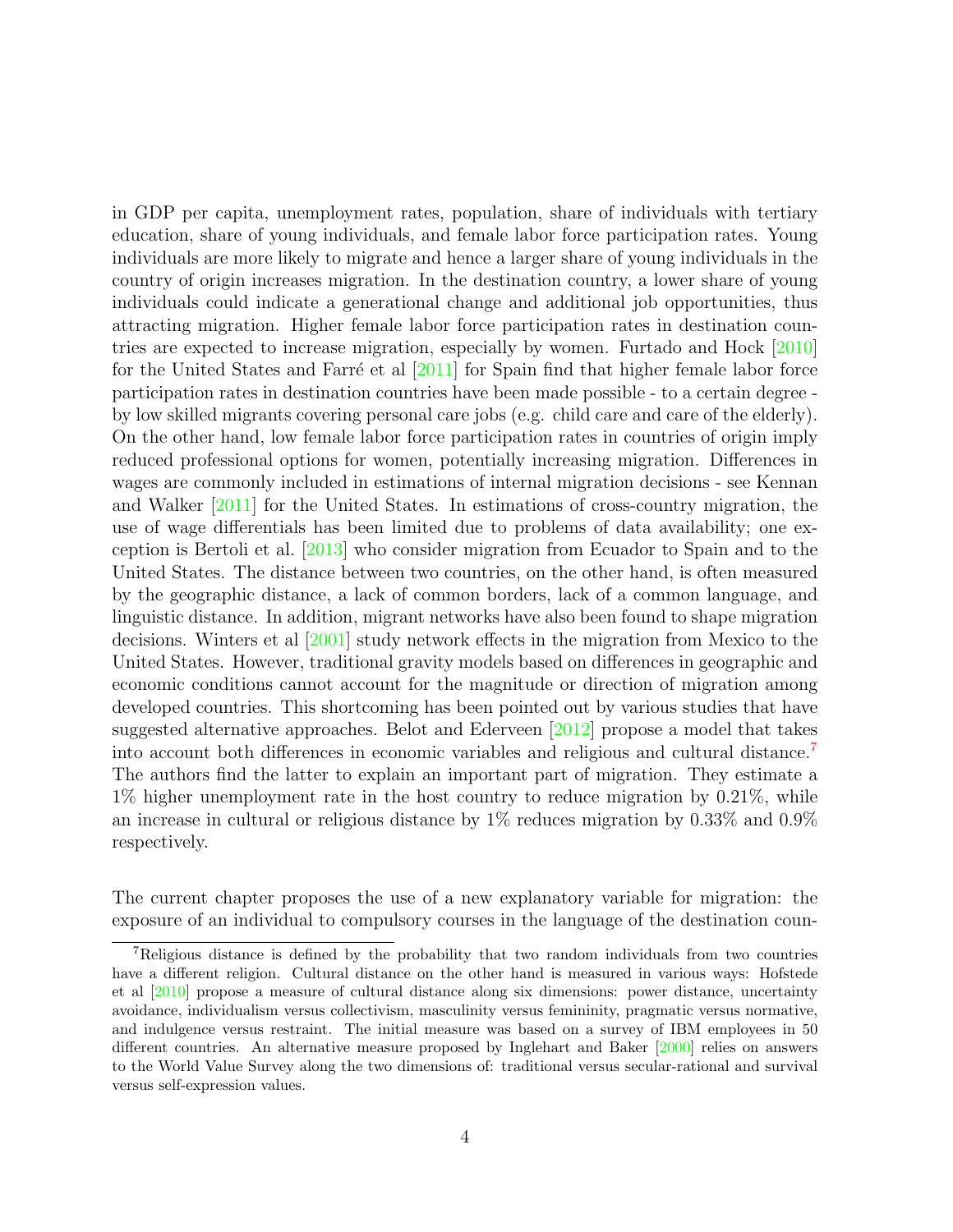in GDP per capita, unemployment rates, population, share of individuals with tertiary education, share of young individuals, and female labor force participation rates. Young individuals are more likely to migrate and hence a larger share of young individuals in the country of origin increases migration. In the destination country, a lower share of young individuals could indicate a generational change and additional job opportunities, thus attracting migration. Higher female labor force participation rates in destination countries are expected to increase migration, especially by women. Furtado and Hock [2010] for the United States and Farré et al [2011] for Spain find that higher female labor force participation rates in destination countries have been made possible - to a certain degree - by low skilled migrants covering personal care jobs (e.g. child care and care of the elderly). On the other hand, low female labor force participation rates in countries of origin imply reduced professional options for women, potentially increasing migration. Differences in wages are commonly included in estimations of internal migration decisions - see Kennan and Walker [2011] for the United States. In estimations of cross-country migration, the use of wage differentials has been limited due to problems of data availability; one exception is Bertoli et al. [2013] who consider migration from Ecuador to Spain and to the United States. The distance between two countries, on the other hand, is often measured by the geographic distance, a lack of common borders, lack of a common language, and linguistic distance. In addition, migrant networks have also been found to shape migration decisions. Winters et al [2001] study network effects in the migration from Mexico to the United States. However, traditional gravity models based on differences in geographic and economic conditions cannot account for the magnitude or direction of migration among developed countries. This shortcoming has been pointed out by various studies that have suggested alternative approaches. Belot and Ederveen [2012] propose a model that takes into account both differences in economic variables and religious and cultural distance.[7] The authors find the latter to explain an important part of migration. They estimate a 1% higher unemployment rate in the host country to reduce migration by 0.21%, while an increase in cultural or religious distance by 1% reduces migration by 0.33% and 0.9% respectively.

The current chapter proposes the use of a new explanatory variable for migration: the exposure of an individual to compulsory courses in the language of the destination coun-

[7] Religious distance is defined by the probability that two random individuals from two countries have a different religion. Cultural distance on the other hand is measured in various ways: Hofstede et al [2010] propose a measure of cultural distance along six dimensions: power distance, uncertainty avoidance, individualism versus collectivism, masculinity versus femininity, pragmatic versus normative, and indulgence versus restraint. The initial measure was based on a survey of IBM employees in 50 different countries. An alternative measure proposed by Inglehart and Baker [2000] relies on answers to the World Value Survey along the two dimensions of: traditional versus secular-rational and survival versus self-expression values.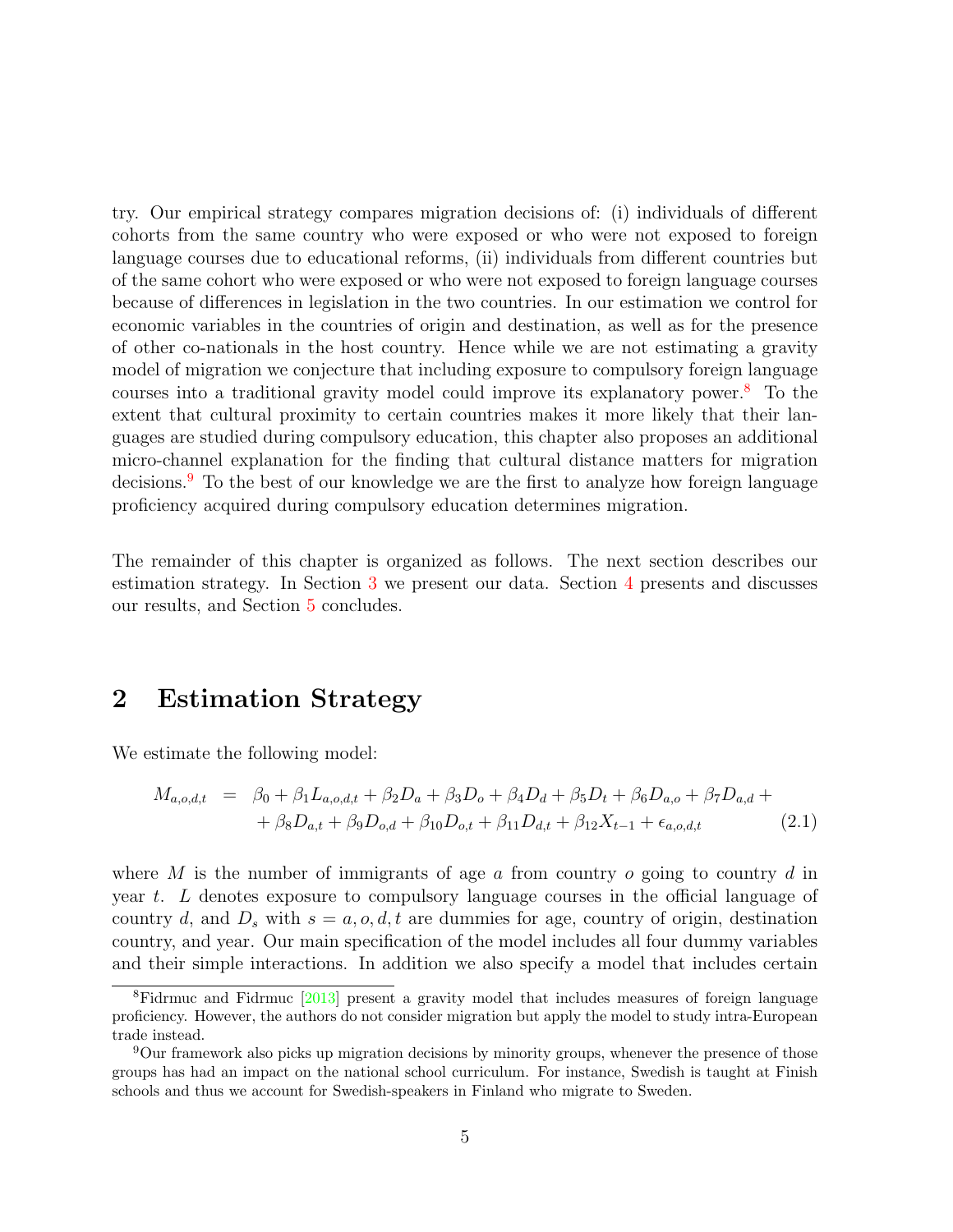try. Our empirical strategy compares migration decisions of: (i) individuals of different cohorts from the same country who were exposed or who were not exposed to foreign language courses due to educational reforms, (ii) individuals from different countries but of the same cohort who were exposed or who were not exposed to foreign language courses because of differences in legislation in the two countries. In our estimation we control for economic variables in the countries of origin and destination, as well as for the presence of other co-nationals in the host country. Hence while we are not estimating a gravity model of migration we conjecture that including exposure to compulsory foreign language courses into a traditional gravity model could improve its explanatory power.[8] To the extent that cultural proximity to certain countries makes it more likely that their languages are studied during compulsory education, this chapter also proposes an additional micro-channel explanation for the finding that cultural distance matters for migration decisions.[9] To the best of our knowledge we are the first to analyze how foreign language proficiency acquired during compulsory education determines migration.

The remainder of this chapter is organized as follows. The next section describes our estimation strategy. In Section 3 we present our data. Section 4 presents and discusses our results, and Section 5 concludes.

## 2 Estimation Strategy

We estimate the following model:

$$
\begin{aligned}
M_{a,o,d,t} \;=\;& \beta_0 + \beta_1 L_{a,o,d,t} + \beta_2 D_a + \beta_3 D_o + \beta_4 D_d + \beta_5 D_t + \beta_6 D_{a,o} + \beta_7 D_{a,d} + \\
& + \beta_8 D_{a,t} + \beta_9 D_{o,d} + \beta_{10} D_{o,t} + \beta_{11} D_{d,t} + \beta_{12} X_{t-1} + \epsilon_{a,o,d,t} \qquad (2.1)
\end{aligned}
$$

where $M$ is the number of immigrants of age $a$ from country $o$ going to country $d$ in year $t$. $L$ denotes exposure to compulsory language courses in the official language of country $d$, and $D_s$ with $s = a, o, d, t$ are dummies for age, country of origin, destination country, and year. Our main specification of the model includes all four dummy variables and their simple interactions. In addition we also specify a model that includes certain

[8] Fidrmuc and Fidrmuc [2013] present a gravity model that includes measures of foreign language proficiency. However, the authors do not consider migration but apply the model to study intra-European trade instead.

[9] Our framework also picks up migration decisions by minority groups, whenever the presence of those groups has had an impact on the national school curriculum. For instance, Swedish is taught at Finish schools and thus we account for Swedish-speakers in Finland who migrate to Sweden.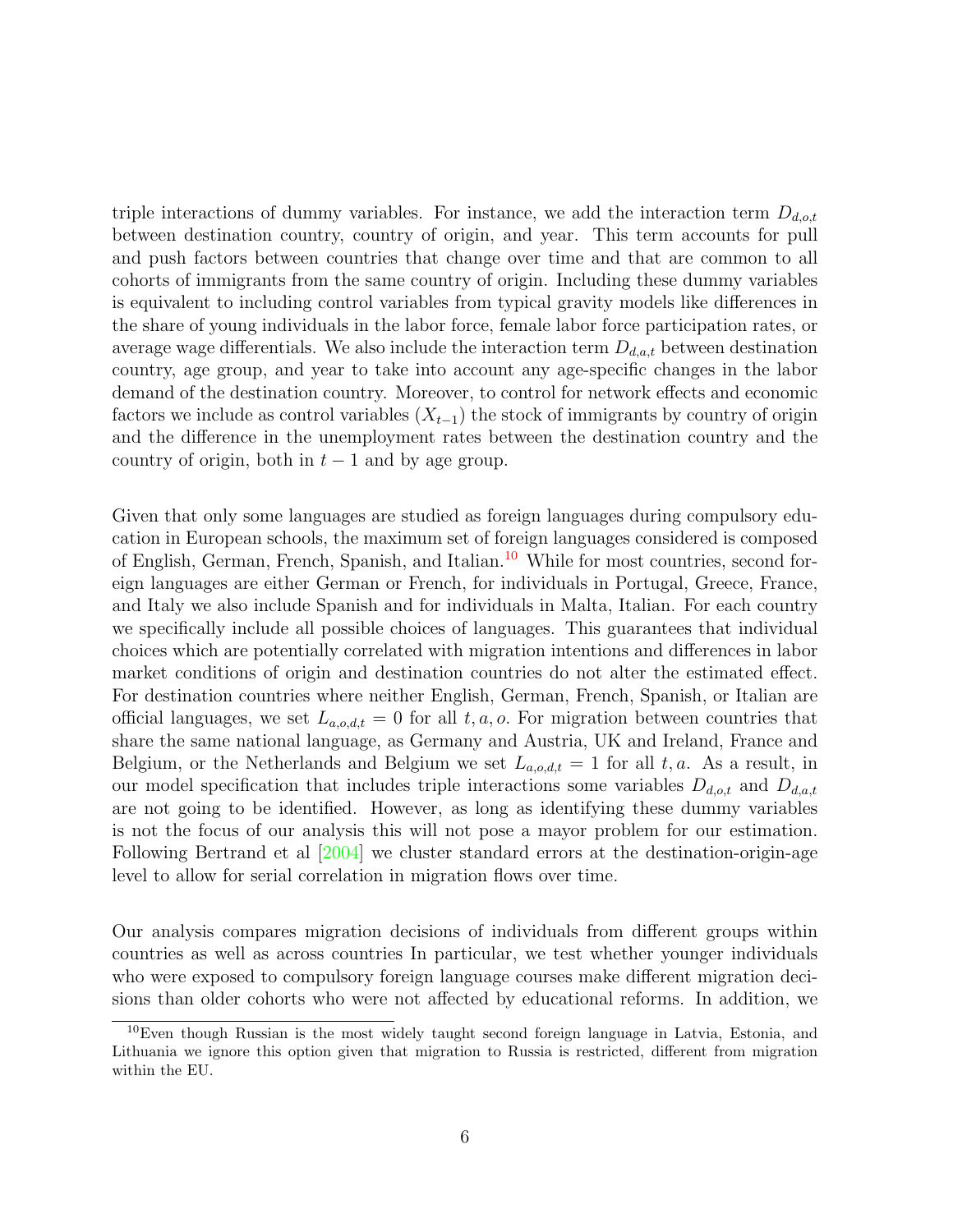triple interactions of dummy variables. For instance, we add the interaction term $D_{d,o,t}$ between destination country, country of origin, and year. This term accounts for pull and push factors between countries that change over time and that are common to all cohorts of immigrants from the same country of origin. Including these dummy variables is equivalent to including control variables from typical gravity models like differences in the share of young individuals in the labor force, female labor force participation rates, or average wage differentials. We also include the interaction term $D_{d,a,t}$ between destination country, age group, and year to take into account any age-specific changes in the labor demand of the destination country. Moreover, to control for network effects and economic factors we include as control variables ($X_{t-1}$) the stock of immigrants by country of origin and the difference in the unemployment rates between the destination country and the country of origin, both in $t-1$ and by age group.

Given that only some languages are studied as foreign languages during compulsory education in European schools, the maximum set of foreign languages considered is composed of English, German, French, Spanish, and Italian.[10] While for most countries, second foreign languages are either German or French, for individuals in Portugal, Greece, France, and Italy we also include Spanish and for individuals in Malta, Italian. For each country we specifically include all possible choices of languages. This guarantees that individual choices which are potentially correlated with migration intentions and differences in labor market conditions of origin and destination countries do not alter the estimated effect. For destination countries where neither English, German, French, Spanish, or Italian are official languages, we set $L_{a,o,d,t} = 0$ for all $t, a, o$. For migration between countries that share the same national language, as Germany and Austria, UK and Ireland, France and Belgium, or the Netherlands and Belgium we set $L_{a,o,d,t} = 1$ for all $t, a$. As a result, in our model specification that includes triple interactions some variables $D_{d,o,t}$ and $D_{d,a,t}$ are not going to be identified. However, as long as identifying these dummy variables is not the focus of our analysis this will not pose a mayor problem for our estimation. Following Bertrand et al [2004] we cluster standard errors at the destination-origin-age level to allow for serial correlation in migration flows over time.

Our analysis compares migration decisions of individuals from different groups within countries as well as across countries In particular, we test whether younger individuals who were exposed to compulsory foreign language courses make different migration decisions than older cohorts who were not affected by educational reforms. In addition, we

[10] Even though Russian is the most widely taught second foreign language in Latvia, Estonia, and Lithuania we ignore this option given that migration to Russia is restricted, different from migration within the EU.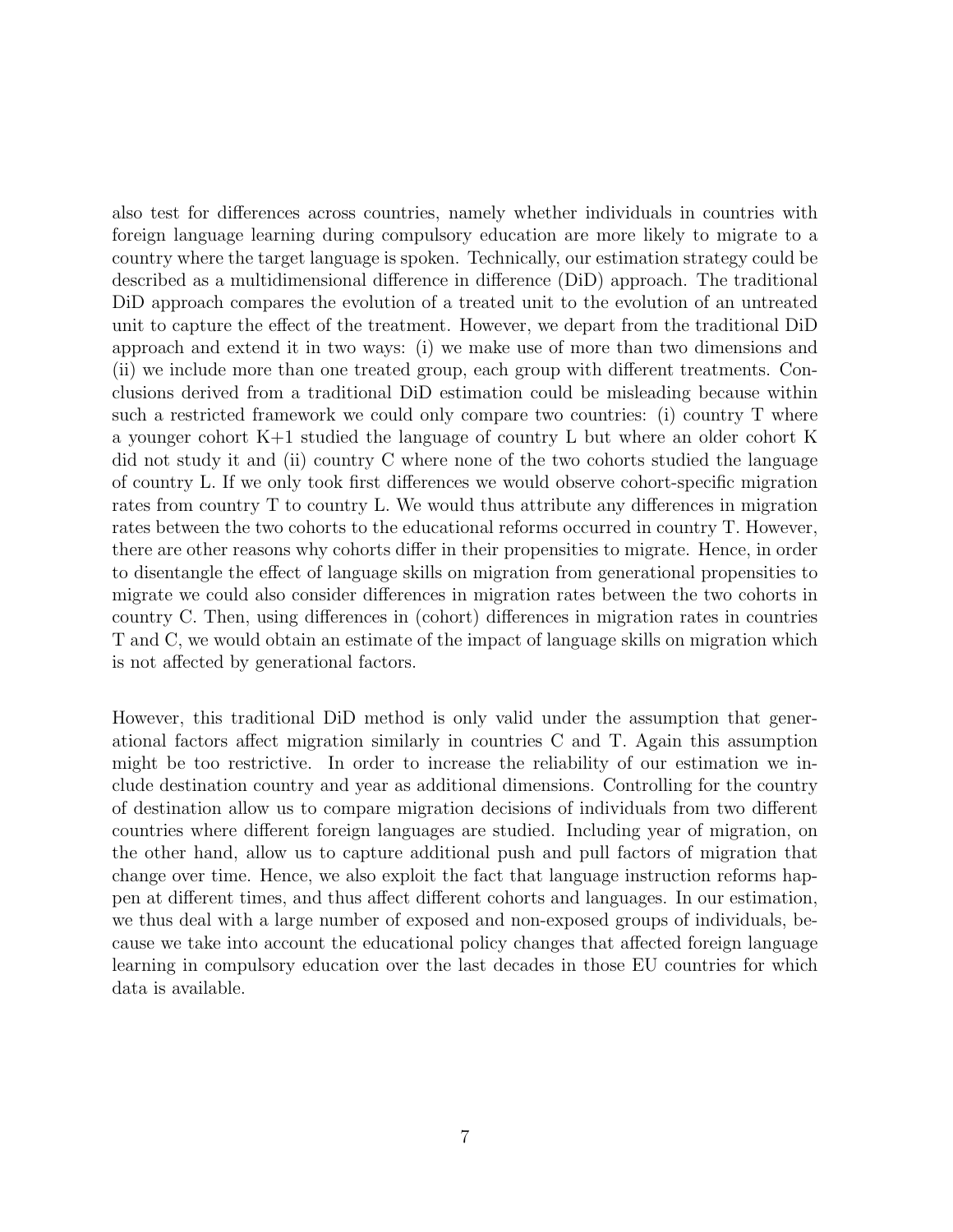also test for differences across countries, namely whether individuals in countries with foreign language learning during compulsory education are more likely to migrate to a country where the target language is spoken. Technically, our estimation strategy could be described as a multidimensional difference in difference (DiD) approach. The traditional DiD approach compares the evolution of a treated unit to the evolution of an untreated unit to capture the effect of the treatment. However, we depart from the traditional DiD approach and extend it in two ways: (i) we make use of more than two dimensions and (ii) we include more than one treated group, each group with different treatments. Conclusions derived from a traditional DiD estimation could be misleading because within such a restricted framework we could only compare two countries: (i) country T where a younger cohort K+1 studied the language of country L but where an older cohort K did not study it and (ii) country C where none of the two cohorts studied the language of country L. If we only took first differences we would observe cohort-specific migration rates from country T to country L. We would thus attribute any differences in migration rates between the two cohorts to the educational reforms occurred in country T. However, there are other reasons why cohorts differ in their propensities to migrate. Hence, in order to disentangle the effect of language skills on migration from generational propensities to migrate we could also consider differences in migration rates between the two cohorts in country C. Then, using differences in (cohort) differences in migration rates in countries T and C, we would obtain an estimate of the impact of language skills on migration which is not affected by generational factors.

However, this traditional DiD method is only valid under the assumption that generational factors affect migration similarly in countries C and T. Again this assumption might be too restrictive. In order to increase the reliability of our estimation we include destination country and year as additional dimensions. Controlling for the country of destination allow us to compare migration decisions of individuals from two different countries where different foreign languages are studied. Including year of migration, on the other hand, allow us to capture additional push and pull factors of migration that change over time. Hence, we also exploit the fact that language instruction reforms happen at different times, and thus affect different cohorts and languages. In our estimation, we thus deal with a large number of exposed and non-exposed groups of individuals, because we take into account the educational policy changes that affected foreign language learning in compulsory education over the last decades in those EU countries for which data is available.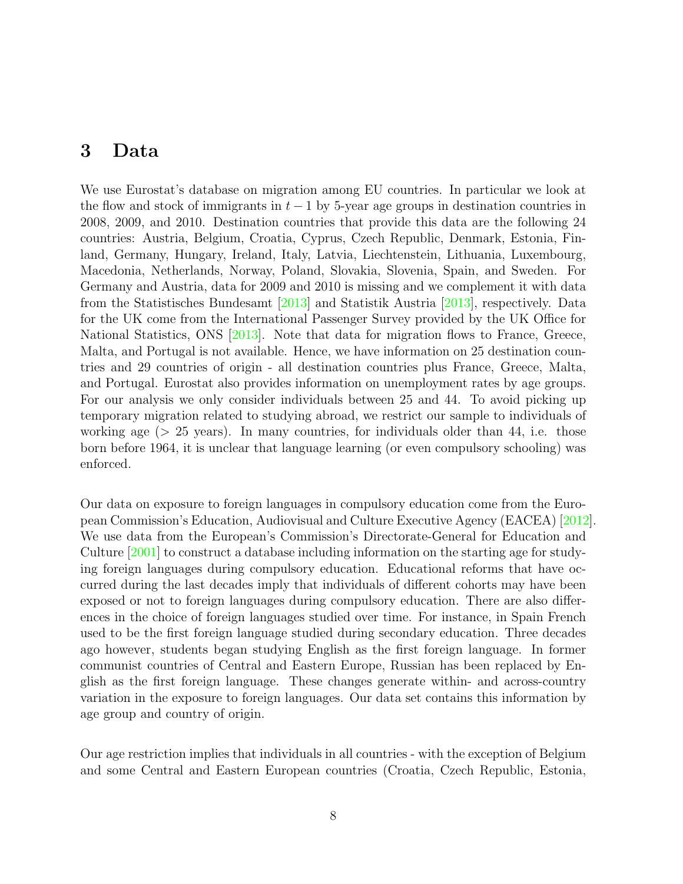## 3 Data

We use Eurostat's database on migration among EU countries. In particular we look at the flow and stock of immigrants in $t-1$ by 5-year age groups in destination countries in 2008, 2009, and 2010. Destination countries that provide this data are the following 24 countries: Austria, Belgium, Croatia, Cyprus, Czech Republic, Denmark, Estonia, Finland, Germany, Hungary, Ireland, Italy, Latvia, Liechtenstein, Lithuania, Luxembourg, Macedonia, Netherlands, Norway, Poland, Slovakia, Slovenia, Spain, and Sweden. For Germany and Austria, data for 2009 and 2010 is missing and we complement it with data from the Statistisches Bundesamt [2013] and Statistik Austria [2013], respectively. Data for the UK come from the International Passenger Survey provided by the UK Office for National Statistics, ONS [2013]. Note that data for migration flows to France, Greece, Malta, and Portugal is not available. Hence, we have information on 25 destination countries and 29 countries of origin - all destination countries plus France, Greece, Malta, and Portugal. Eurostat also provides information on unemployment rates by age groups. For our analysis we only consider individuals between 25 and 44. To avoid picking up temporary migration related to studying abroad, we restrict our sample to individuals of working age ($>$ 25 years). In many countries, for individuals older than 44, i.e. those born before 1964, it is unclear that language learning (or even compulsory schooling) was enforced.

Our data on exposure to foreign languages in compulsory education come from the European Commission's Education, Audiovisual and Culture Executive Agency (EACEA) [2012]. We use data from the European's Commission's Directorate-General for Education and Culture [2001] to construct a database including information on the starting age for studying foreign languages during compulsory education. Educational reforms that have occurred during the last decades imply that individuals of different cohorts may have been exposed or not to foreign languages during compulsory education. There are also differences in the choice of foreign languages studied over time. For instance, in Spain French used to be the first foreign language studied during secondary education. Three decades ago however, students began studying English as the first foreign language. In former communist countries of Central and Eastern Europe, Russian has been replaced by English as the first foreign language. These changes generate within- and across-country variation in the exposure to foreign languages. Our data set contains this information by age group and country of origin.

Our age restriction implies that individuals in all countries - with the exception of Belgium and some Central and Eastern European countries (Croatia, Czech Republic, Estonia,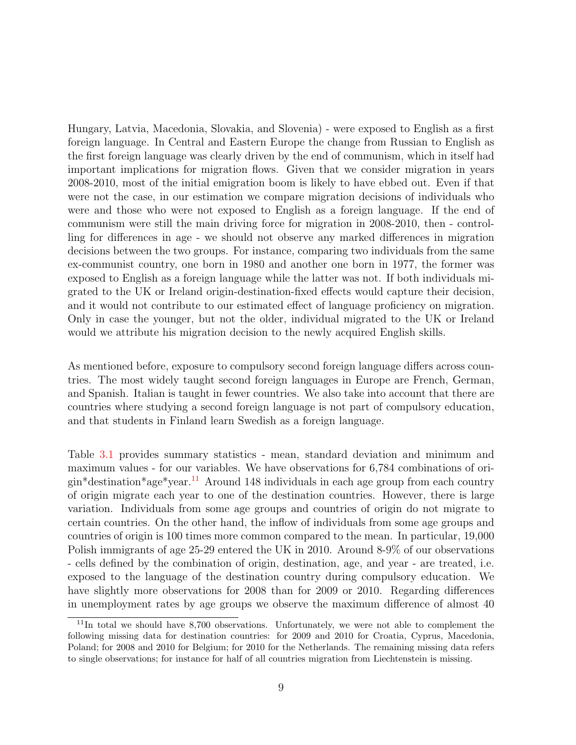Hungary, Latvia, Macedonia, Slovakia, and Slovenia) - were exposed to English as a first foreign language. In Central and Eastern Europe the change from Russian to English as the first foreign language was clearly driven by the end of communism, which in itself had important implications for migration flows. Given that we consider migration in years 2008-2010, most of the initial emigration boom is likely to have ebbed out. Even if that were not the case, in our estimation we compare migration decisions of individuals who were and those who were not exposed to English as a foreign language. If the end of communism were still the main driving force for migration in 2008-2010, then - controlling for differences in age - we should not observe any marked differences in migration decisions between the two groups. For instance, comparing two individuals from the same ex-communist country, one born in 1980 and another one born in 1977, the former was exposed to English as a foreign language while the latter was not. If both individuals migrated to the UK or Ireland origin-destination-fixed effects would capture their decision, and it would not contribute to our estimated effect of language proficiency on migration. Only in case the younger, but not the older, individual migrated to the UK or Ireland would we attribute his migration decision to the newly acquired English skills.

As mentioned before, exposure to compulsory second foreign language differs across countries. The most widely taught second foreign languages in Europe are French, German, and Spanish. Italian is taught in fewer countries. We also take into account that there are countries where studying a second foreign language is not part of compulsory education, and that students in Finland learn Swedish as a foreign language.

Table 3.1 provides summary statistics - mean, standard deviation and minimum and maximum values - for our variables. We have observations for 6,784 combinations of origin*destination*age*year.[11] Around 148 individuals in each age group from each country of origin migrate each year to one of the destination countries. However, there is large variation. Individuals from some age groups and countries of origin do not migrate to certain countries. On the other hand, the inflow of individuals from some age groups and countries of origin is 100 times more common compared to the mean. In particular, 19,000 Polish immigrants of age 25-29 entered the UK in 2010. Around 8-9% of our observations - cells defined by the combination of origin, destination, age, and year - are treated, i.e. exposed to the language of the destination country during compulsory education. We have slightly more observations for 2008 than for 2009 or 2010. Regarding differences in unemployment rates by age groups we observe the maximum difference of almost 40

[11] In total we should have 8,700 observations. Unfortunately, we were not able to complement the following missing data for destination countries: for 2009 and 2010 for Croatia, Cyprus, Macedonia, Poland; for 2008 and 2010 for Belgium; for 2010 for the Netherlands. The remaining missing data refers to single observations; for instance for half of all countries migration from Liechtenstein is missing.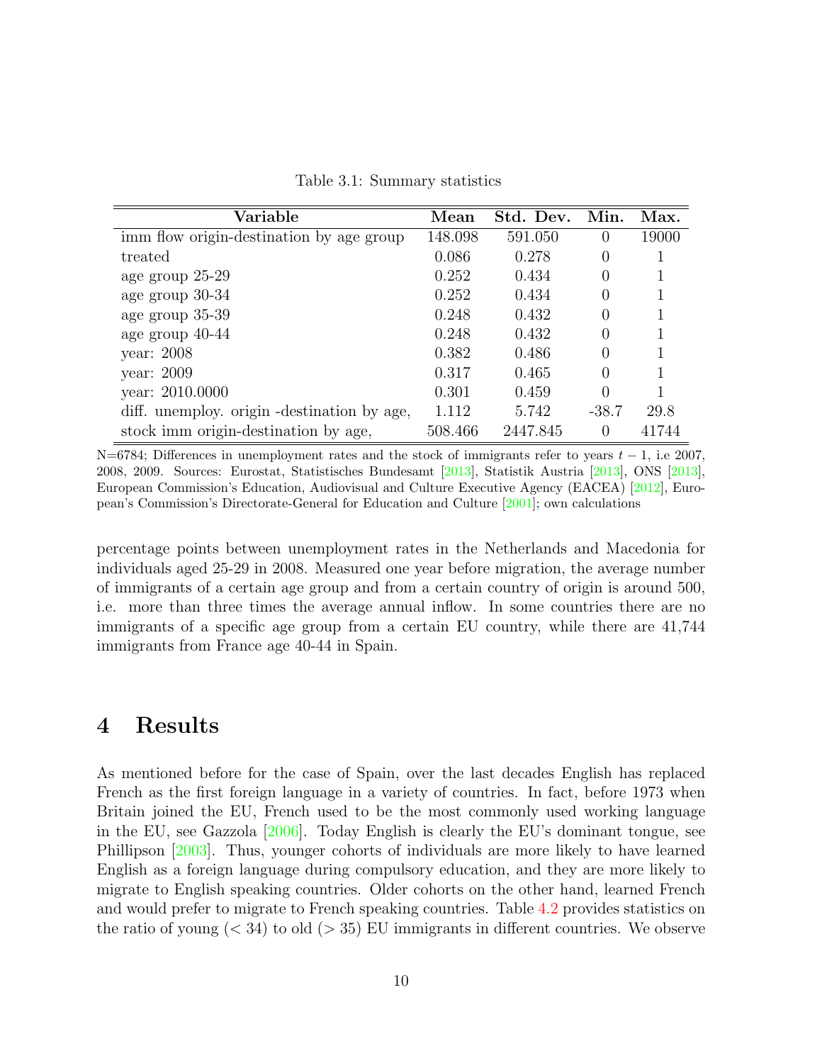Table 3.1: Summary statistics

| Variable | Mean | Std. Dev. | Min. | Max. |
|---|---|---|---|---|
| imm flow origin-destination by age group | 148.098 | 591.050 | 0 | 19000 |
| treated | 0.086 | 0.278 | 0 | 1 |
| age group 25-29 | 0.252 | 0.434 | 0 | 1 |
| age group 30-34 | 0.252 | 0.434 | 0 | 1 |
| age group 35-39 | 0.248 | 0.432 | 0 | 1 |
| age group 40-44 | 0.248 | 0.432 | 0 | 1 |
| year: 2008 | 0.382 | 0.486 | 0 | 1 |
| year: 2009 | 0.317 | 0.465 | 0 | 1 |
| year: 2010.0000 | 0.301 | 0.459 | 0 | 1 |
| diff. unemploy. origin -destination by age, | 1.112 | 5.742 | -38.7 | 29.8 |
| stock imm origin-destination by age, | 508.466 | 2447.845 | 0 | 41744 |

N=6784; Differences in unemployment rates and the stock of immigrants refer to years $t-1$, i.e 2007, 2008, 2009. Sources: Eurostat, Statistisches Bundesamt [2013], Statistik Austria [2013], ONS [2013], European Commission's Education, Audiovisual and Culture Executive Agency (EACEA) [2012], European's Commission's Directorate-General for Education and Culture [2001]; own calculations

percentage points between unemployment rates in the Netherlands and Macedonia for individuals aged 25-29 in 2008. Measured one year before migration, the average number of immigrants of a certain age group and from a certain country of origin is around 500, i.e. more than three times the average annual inflow. In some countries there are no immigrants of a specific age group from a certain EU country, while there are 41,744 immigrants from France age 40-44 in Spain.

# 4 Results

As mentioned before for the case of Spain, over the last decades English has replaced French as the first foreign language in a variety of countries. In fact, before 1973 when Britain joined the EU, French used to be the most commonly used working language in the EU, see Gazzola [2006]. Today English is clearly the EU's dominant tongue, see Phillipson [2003]. Thus, younger cohorts of individuals are more likely to have learned English as a foreign language during compulsory education, and they are more likely to migrate to English speaking countries. Older cohorts on the other hand, learned French and would prefer to migrate to French speaking countries. Table 4.2 provides statistics on the ratio of young ($< 34$) to old ($> 35$) EU immigrants in different countries. We observe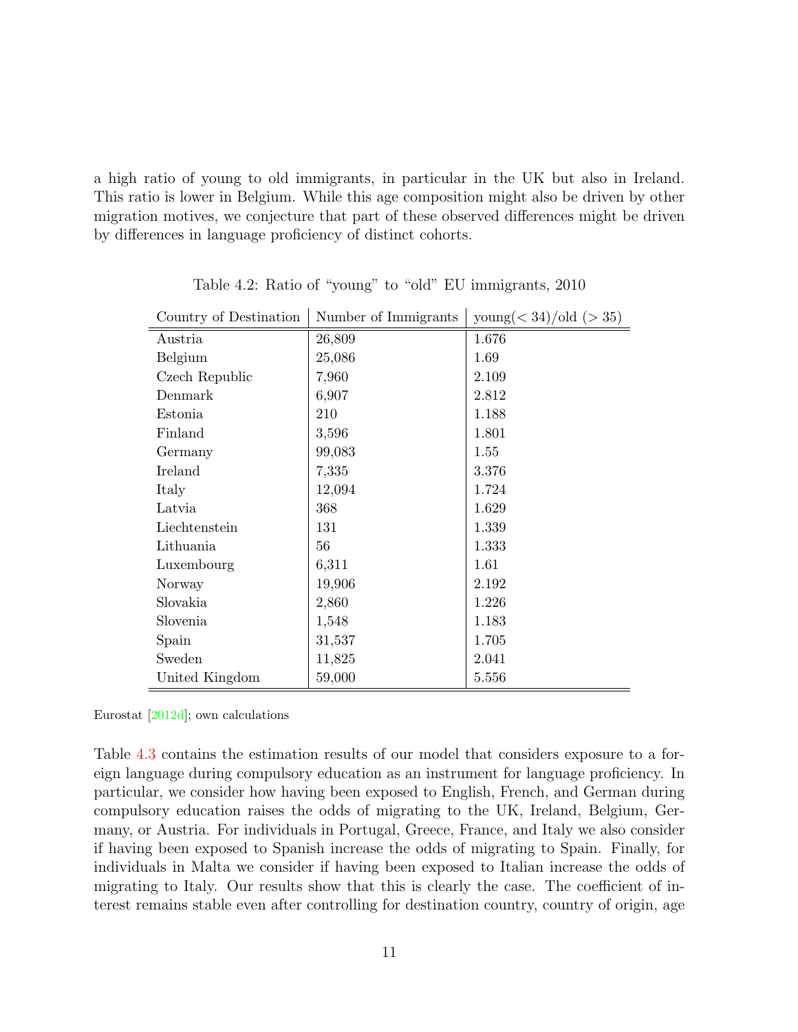a high ratio of young to old immigrants, in particular in the UK but also in Ireland. This ratio is lower in Belgium. While this age composition might also be driven by other migration motives, we conjecture that part of these observed differences might be driven by differences in language proficiency of distinct cohorts.

Table 4.2: Ratio of "young" to "old" EU immigrants, 2010

| Country of Destination | Number of Immigrants | young($< 34$)/old ($> 35$) |
|---|---|---|
| Austria | 26,809 | 1.676 |
| Belgium | 25,086 | 1.69 |
| Czech Republic | 7,960 | 2.109 |
| Denmark | 6,907 | 2.812 |
| Estonia | 210 | 1.188 |
| Finland | 3,596 | 1.801 |
| Germany | 99,083 | 1.55 |
| Ireland | 7,335 | 3.376 |
| Italy | 12,094 | 1.724 |
| Latvia | 368 | 1.629 |
| Liechtenstein | 131 | 1.339 |
| Lithuania | 56 | 1.333 |
| Luxembourg | 6,311 | 1.61 |
| Norway | 19,906 | 2.192 |
| Slovakia | 2,860 | 1.226 |
| Slovenia | 1,548 | 1.183 |
| Spain | 31,537 | 1.705 |
| Sweden | 11,825 | 2.041 |
| United Kingdom | 59,000 | 5.556 |

Eurostat [2012d]; own calculations

Table 4.3 contains the estimation results of our model that considers exposure to a foreign language during compulsory education as an instrument for language proficiency. In particular, we consider how having been exposed to English, French, and German during compulsory education raises the odds of migrating to the UK, Ireland, Belgium, Germany, or Austria. For individuals in Portugal, Greece, France, and Italy we also consider if having been exposed to Spanish increase the odds of migrating to Spain. Finally, for individuals in Malta we consider if having been exposed to Italian increase the odds of migrating to Italy. Our results show that this is clearly the case. The coefficient of interest remains stable even after controlling for destination country, country of origin, age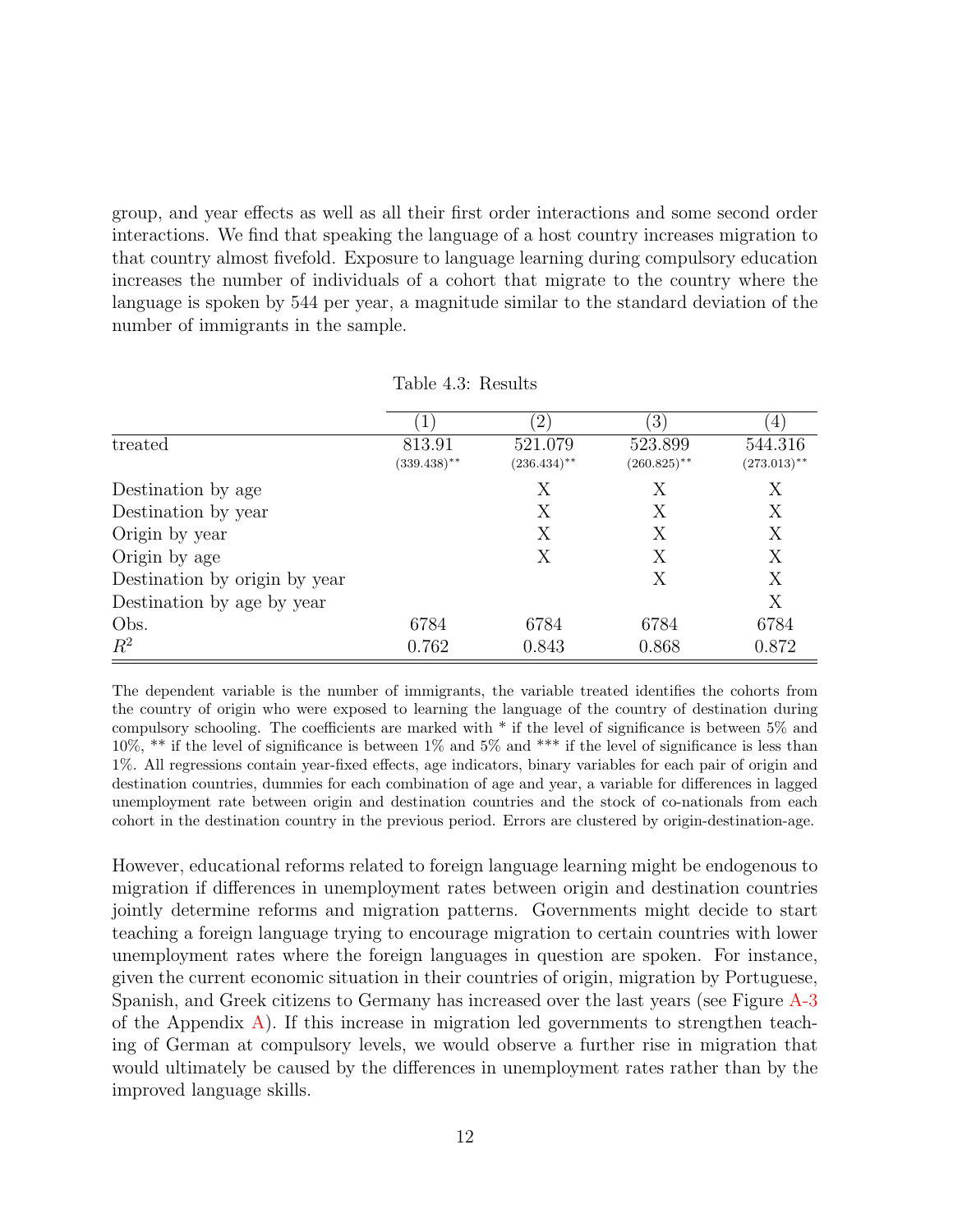group, and year effects as well as all their first order interactions and some second order interactions. We find that speaking the language of a host country increases migration to that country almost fivefold. Exposure to language learning during compulsory education increases the number of individuals of a cohort that migrate to the country where the language is spoken by 544 per year, a magnitude similar to the standard deviation of the number of immigrants in the sample.

Table 4.3: Results

| | (1) | (2) | (3) | (4) |
|---|---|---|---|---|
| treated | 813.91 | 521.079 | 523.899 | 544.316 |
| | (339.438)** | (236.434)** | (260.825)** | (273.013)** |
| Destination by age | | X | X | X |
| Destination by year | | X | X | X |
| Origin by year | | X | X | X |
| Origin by age | | X | X | X |
| Destination by origin by year | | | X | X |
| Destination by age by year | | | | X |
| Obs. | 6784 | 6784 | 6784 | 6784 |
| $R^2$ | 0.762 | 0.843 | 0.868 | 0.872 |

The dependent variable is the number of immigrants, the variable treated identifies the cohorts from the country of origin who were exposed to learning the language of the country of destination during compulsory schooling. The coefficients are marked with * if the level of significance is between 5% and 10%, ** if the level of significance is between 1% and 5% and *** if the level of significance is less than 1%. All regressions contain year-fixed effects, age indicators, binary variables for each pair of origin and destination countries, dummies for each combination of age and year, a variable for differences in lagged unemployment rate between origin and destination countries and the stock of co-nationals from each cohort in the destination country in the previous period. Errors are clustered by origin-destination-age.

However, educational reforms related to foreign language learning might be endogenous to migration if differences in unemployment rates between origin and destination countries jointly determine reforms and migration patterns. Governments might decide to start teaching a foreign language trying to encourage migration to certain countries with lower unemployment rates where the foreign languages in question are spoken. For instance, given the current economic situation in their countries of origin, migration by Portuguese, Spanish, and Greek citizens to Germany has increased over the last years (see Figure A-3 of the Appendix A). If this increase in migration led governments to strengthen teaching of German at compulsory levels, we would observe a further rise in migration that would ultimately be caused by the differences in unemployment rates rather than by the improved language skills.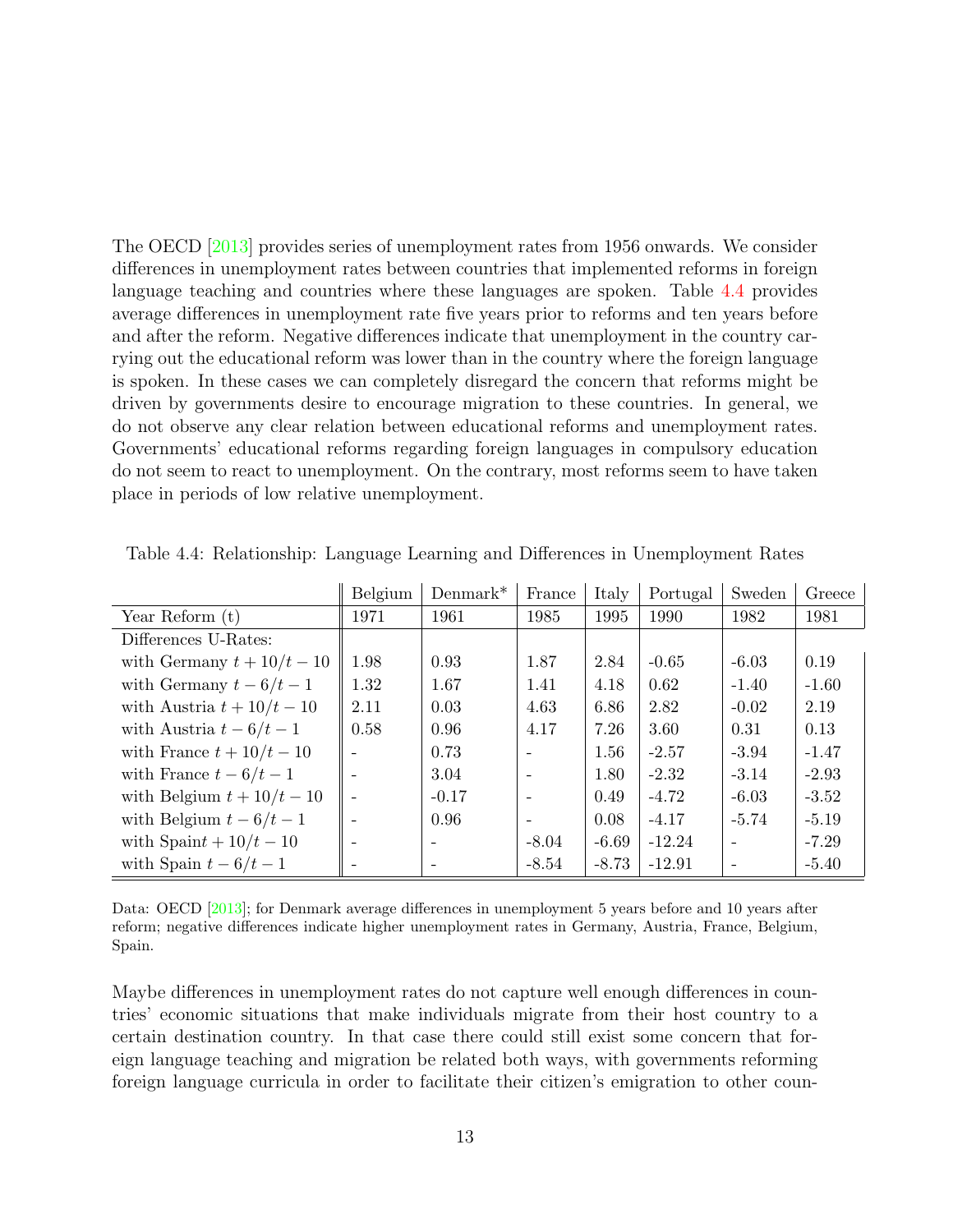The OECD [2013] provides series of unemployment rates from 1956 onwards. We consider differences in unemployment rates between countries that implemented reforms in foreign language teaching and countries where these languages are spoken. Table 4.4 provides average differences in unemployment rate five years prior to reforms and ten years before and after the reform. Negative differences indicate that unemployment in the country carrying out the educational reform was lower than in the country where the foreign language is spoken. In these cases we can completely disregard the concern that reforms might be driven by governments desire to encourage migration to these countries. In general, we do not observe any clear relation between educational reforms and unemployment rates. Governments' educational reforms regarding foreign languages in compulsory education do not seem to react to unemployment. On the contrary, most reforms seem to have taken place in periods of low relative unemployment.

Table 4.4: Relationship: Language Learning and Differences in Unemployment Rates

| | Belgium | Denmark* | France | Italy | Portugal | Sweden | Greece |
|---|---|---|---|---|---|---|---|
| Year Reform (t) | 1971 | 1961 | 1985 | 1995 | 1990 | 1982 | 1981 |
| Differences U-Rates: | | | | | | | |
| with Germany $t+10/t-10$ | 1.98 | 0.93 | 1.87 | 2.84 | -0.65 | -6.03 | 0.19 |
| with Germany $t-6/t-1$ | 1.32 | 1.67 | 1.41 | 4.18 | 0.62 | -1.40 | -1.60 |
| with Austria $t+10/t-10$ | 2.11 | 0.03 | 4.63 | 6.86 | 2.82 | -0.02 | 2.19 |
| with Austria $t-6/t-1$ | 0.58 | 0.96 | 4.17 | 7.26 | 3.60 | 0.31 | 0.13 |
| with France $t+10/t-10$ | - | 0.73 | - | 1.56 | -2.57 | -3.94 | -1.47 |
| with France $t-6/t-1$ | - | 3.04 | - | 1.80 | -2.32 | -3.14 | -2.93 |
| with Belgium $t+10/t-10$ | - | -0.17 | - | 0.49 | -4.72 | -6.03 | -3.52 |
| with Belgium $t-6/t-1$ | - | 0.96 | - | 0.08 | -4.17 | -5.74 | -5.19 |
| with Spain$t+10/t-10$ | - | - | -8.04 | -6.69 | -12.24 | - | -7.29 |
| with Spain $t-6/t-1$ | - | - | -8.54 | -8.73 | -12.91 | - | -5.40 |

Data: OECD [2013]; for Denmark average differences in unemployment 5 years before and 10 years after reform; negative differences indicate higher unemployment rates in Germany, Austria, France, Belgium, Spain.

Maybe differences in unemployment rates do not capture well enough differences in countries' economic situations that make individuals migrate from their host country to a certain destination country. In that case there could still exist some concern that foreign language teaching and migration be related both ways, with governments reforming foreign language curricula in order to facilitate their citizen's emigration to other coun-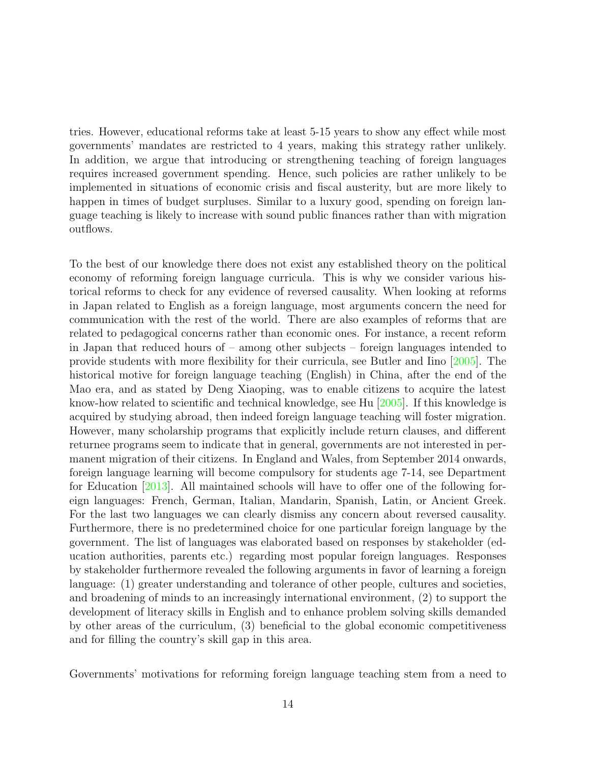tries. However, educational reforms take at least 5-15 years to show any effect while most governments' mandates are restricted to 4 years, making this strategy rather unlikely. In addition, we argue that introducing or strengthening teaching of foreign languages requires increased government spending. Hence, such policies are rather unlikely to be implemented in situations of economic crisis and fiscal austerity, but are more likely to happen in times of budget surpluses. Similar to a luxury good, spending on foreign language teaching is likely to increase with sound public finances rather than with migration outflows.

To the best of our knowledge there does not exist any established theory on the political economy of reforming foreign language curricula. This is why we consider various historical reforms to check for any evidence of reversed causality. When looking at reforms in Japan related to English as a foreign language, most arguments concern the need for communication with the rest of the world. There are also examples of reforms that are related to pedagogical concerns rather than economic ones. For instance, a recent reform in Japan that reduced hours of – among other subjects – foreign languages intended to provide students with more flexibility for their curricula, see Butler and Iino [2005]. The historical motive for foreign language teaching (English) in China, after the end of the Mao era, and as stated by Deng Xiaoping, was to enable citizens to acquire the latest know-how related to scientific and technical knowledge, see Hu [2005]. If this knowledge is acquired by studying abroad, then indeed foreign language teaching will foster migration. However, many scholarship programs that explicitly include return clauses, and different returnee programs seem to indicate that in general, governments are not interested in permanent migration of their citizens. In England and Wales, from September 2014 onwards, foreign language learning will become compulsory for students age 7-14, see Department for Education [2013]. All maintained schools will have to offer one of the following foreign languages: French, German, Italian, Mandarin, Spanish, Latin, or Ancient Greek. For the last two languages we can clearly dismiss any concern about reversed causality. Furthermore, there is no predetermined choice for one particular foreign language by the government. The list of languages was elaborated based on responses by stakeholder (education authorities, parents etc.) regarding most popular foreign languages. Responses by stakeholder furthermore revealed the following arguments in favor of learning a foreign language: (1) greater understanding and tolerance of other people, cultures and societies, and broadening of minds to an increasingly international environment, (2) to support the development of literacy skills in English and to enhance problem solving skills demanded by other areas of the curriculum, (3) beneficial to the global economic competitiveness and for filling the country's skill gap in this area.

Governments' motivations for reforming foreign language teaching stem from a need to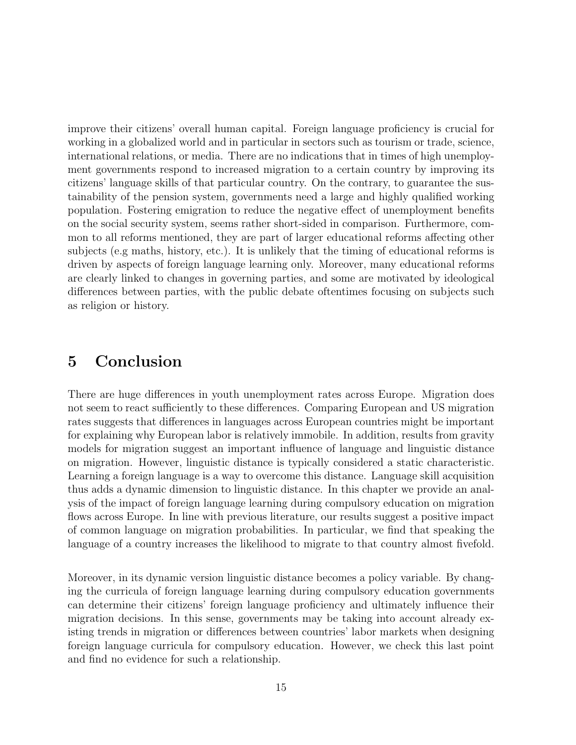improve their citizens' overall human capital. Foreign language proficiency is crucial for working in a globalized world and in particular in sectors such as tourism or trade, science, international relations, or media. There are no indications that in times of high unemployment governments respond to increased migration to a certain country by improving its citizens' language skills of that particular country. On the contrary, to guarantee the sustainability of the pension system, governments need a large and highly qualified working population. Fostering emigration to reduce the negative effect of unemployment benefits on the social security system, seems rather short-sided in comparison. Furthermore, common to all reforms mentioned, they are part of larger educational reforms affecting other subjects (e.g maths, history, etc.). It is unlikely that the timing of educational reforms is driven by aspects of foreign language learning only. Moreover, many educational reforms are clearly linked to changes in governing parties, and some are motivated by ideological differences between parties, with the public debate oftentimes focusing on subjects such as religion or history.

# 5 Conclusion

There are huge differences in youth unemployment rates across Europe. Migration does not seem to react sufficiently to these differences. Comparing European and US migration rates suggests that differences in languages across European countries might be important for explaining why European labor is relatively immobile. In addition, results from gravity models for migration suggest an important influence of language and linguistic distance on migration. However, linguistic distance is typically considered a static characteristic. Learning a foreign language is a way to overcome this distance. Language skill acquisition thus adds a dynamic dimension to linguistic distance. In this chapter we provide an analysis of the impact of foreign language learning during compulsory education on migration flows across Europe. In line with previous literature, our results suggest a positive impact of common language on migration probabilities. In particular, we find that speaking the language of a country increases the likelihood to migrate to that country almost fivefold.

Moreover, in its dynamic version linguistic distance becomes a policy variable. By changing the curricula of foreign language learning during compulsory education governments can determine their citizens' foreign language proficiency and ultimately influence their migration decisions. In this sense, governments may be taking into account already existing trends in migration or differences between countries' labor markets when designing foreign language curricula for compulsory education. However, we check this last point and find no evidence for such a relationship.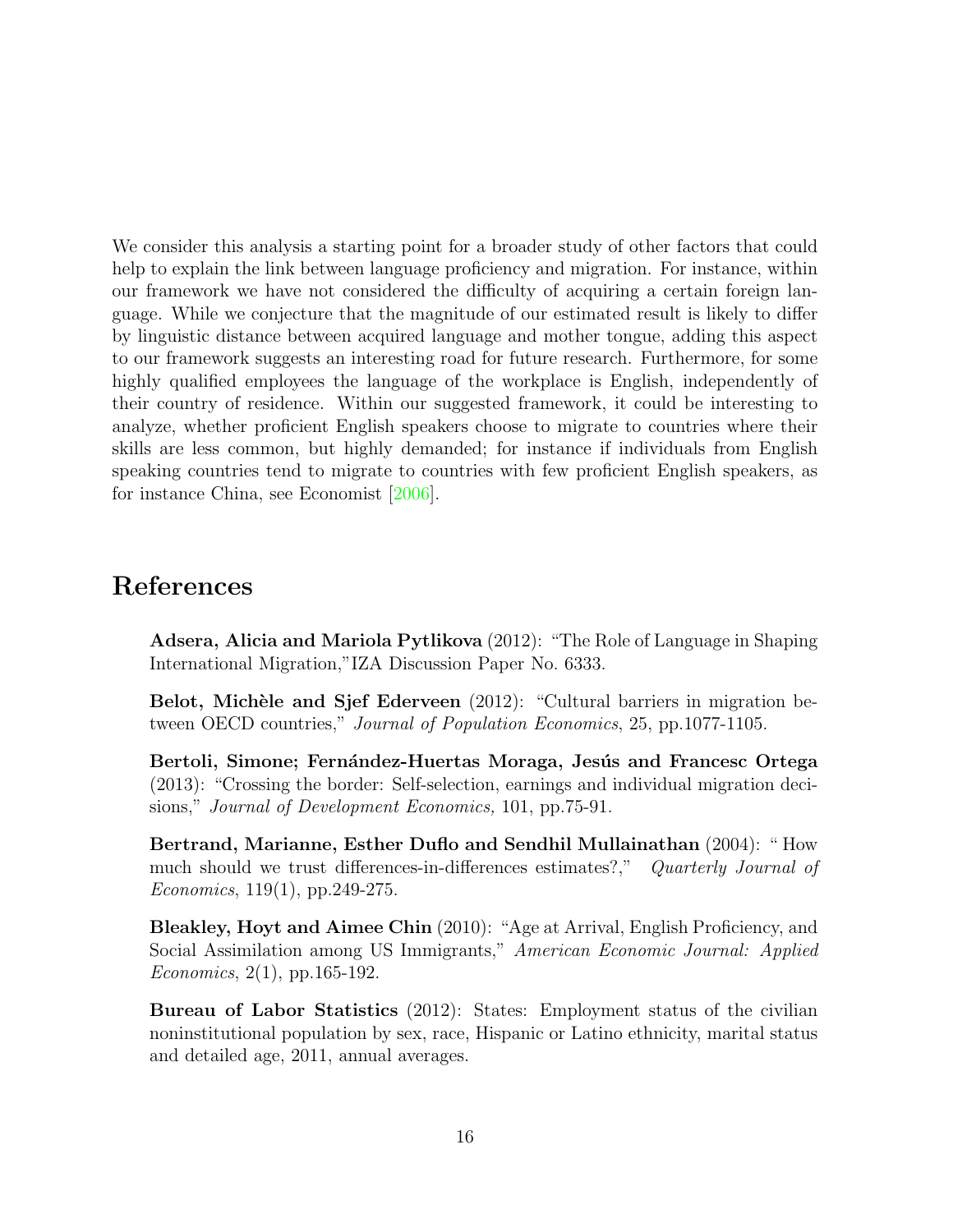We consider this analysis a starting point for a broader study of other factors that could help to explain the link between language proficiency and migration. For instance, within our framework we have not considered the difficulty of acquiring a certain foreign language. While we conjecture that the magnitude of our estimated result is likely to differ by linguistic distance between acquired language and mother tongue, adding this aspect to our framework suggests an interesting road for future research. Furthermore, for some highly qualified employees the language of the workplace is English, independently of their country of residence. Within our suggested framework, it could be interesting to analyze, whether proficient English speakers choose to migrate to countries where their skills are less common, but highly demanded; for instance if individuals from English speaking countries tend to migrate to countries with few proficient English speakers, as for instance China, see Economist [2006].

# References

**Adsera, Alicia and Mariola Pytlikova** (2012): "The Role of Language in Shaping International Migration,"IZA Discussion Paper No. 6333.

**Belot, Michèle and Sjef Ederveen** (2012): "Cultural barriers in migration between OECD countries," *Journal of Population Economics*, 25, pp.1077-1105.

**Bertoli, Simone; Fernández-Huertas Moraga, Jesús and Francesc Ortega** (2013): "Crossing the border: Self-selection, earnings and individual migration decisions," *Journal of Development Economics,* 101, pp.75-91.

**Bertrand, Marianne, Esther Duflo and Sendhil Mullainathan** (2004): " How much should we trust differences-in-differences estimates?," *Quarterly Journal of Economics*, 119(1), pp.249-275.

**Bleakley, Hoyt and Aimee Chin** (2010): "Age at Arrival, English Proficiency, and Social Assimilation among US Immigrants," *American Economic Journal: Applied Economics*, 2(1), pp.165-192.

**Bureau of Labor Statistics** (2012): States: Employment status of the civilian noninstitutional population by sex, race, Hispanic or Latino ethnicity, marital status and detailed age, 2011, annual averages.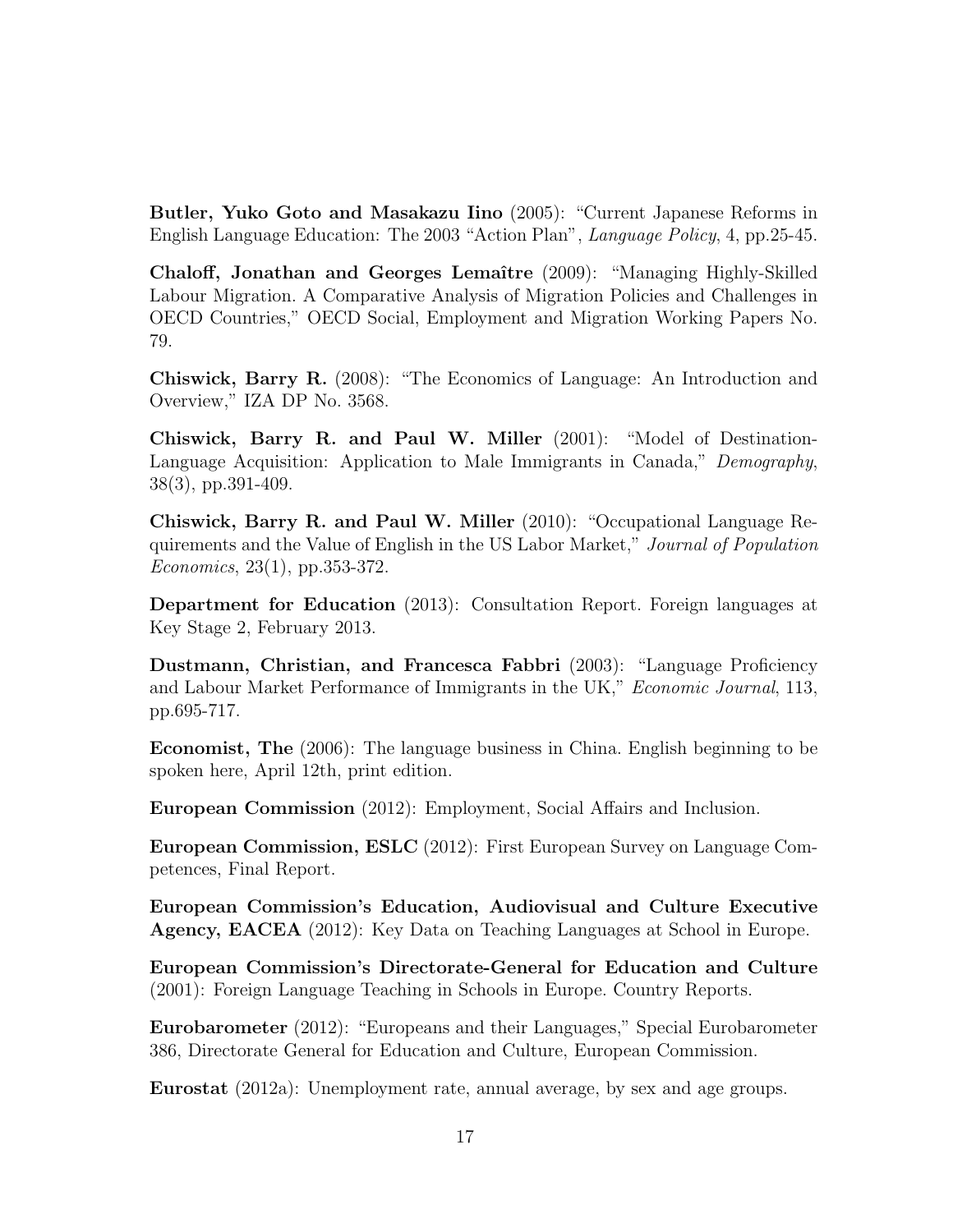**Butler, Yuko Goto and Masakazu Iino** (2005): "Current Japanese Reforms in English Language Education: The 2003 "Action Plan", *Language Policy*, 4, pp.25-45.

**Chaloff, Jonathan and Georges Lemaître** (2009): "Managing Highly-Skilled Labour Migration. A Comparative Analysis of Migration Policies and Challenges in OECD Countries," OECD Social, Employment and Migration Working Papers No. 79.

**Chiswick, Barry R.** (2008): "The Economics of Language: An Introduction and Overview," IZA DP No. 3568.

**Chiswick, Barry R. and Paul W. Miller** (2001): "Model of Destination-Language Acquisition: Application to Male Immigrants in Canada," *Demography*, 38(3), pp.391-409.

**Chiswick, Barry R. and Paul W. Miller** (2010): "Occupational Language Requirements and the Value of English in the US Labor Market," *Journal of Population Economics*, 23(1), pp.353-372.

**Department for Education** (2013): Consultation Report. Foreign languages at Key Stage 2, February 2013.

**Dustmann, Christian, and Francesca Fabbri** (2003): "Language Proficiency and Labour Market Performance of Immigrants in the UK," *Economic Journal*, 113, pp.695-717.

**Economist, The** (2006): The language business in China. English beginning to be spoken here, April 12th, print edition.

**European Commission** (2012): Employment, Social Affairs and Inclusion.

**European Commission, ESLC** (2012): First European Survey on Language Competences, Final Report.

**European Commission's Education, Audiovisual and Culture Executive Agency, EACEA** (2012): Key Data on Teaching Languages at School in Europe.

**European Commission's Directorate-General for Education and Culture** (2001): Foreign Language Teaching in Schools in Europe. Country Reports.

**Eurobarometer** (2012): "Europeans and their Languages," Special Eurobarometer 386, Directorate General for Education and Culture, European Commission.

**Eurostat** (2012a): Unemployment rate, annual average, by sex and age groups.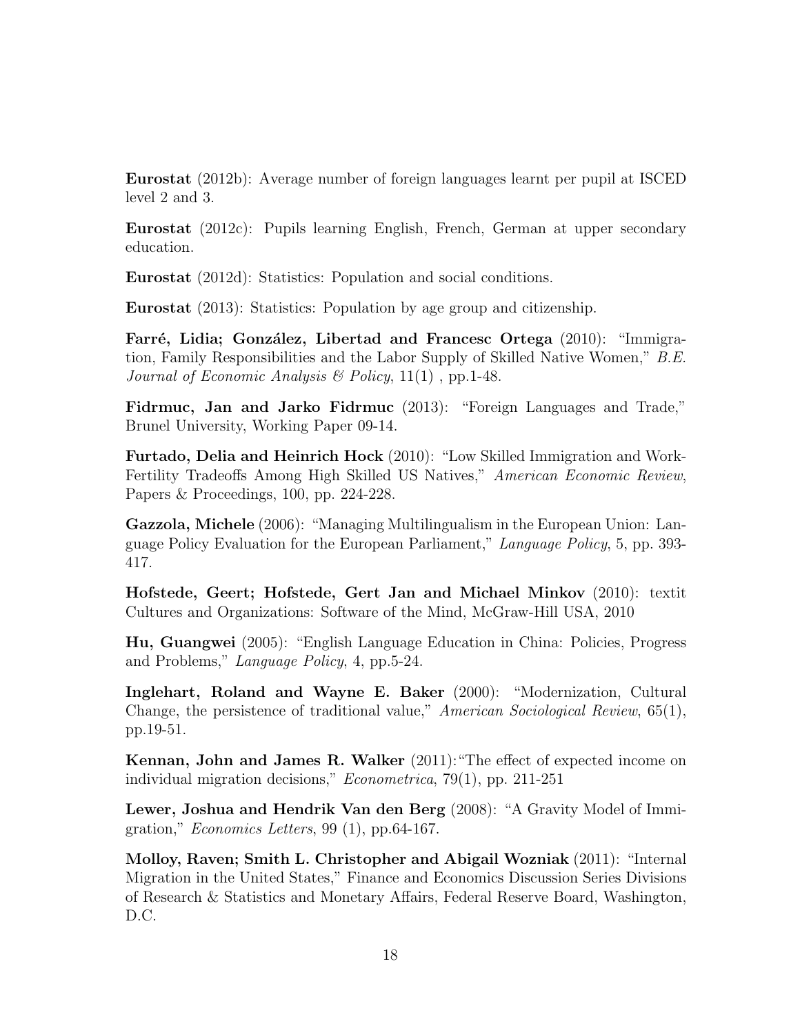**Eurostat** (2012b): Average number of foreign languages learnt per pupil at ISCED level 2 and 3.

**Eurostat** (2012c): Pupils learning English, French, German at upper secondary education.

**Eurostat** (2012d): Statistics: Population and social conditions.

**Eurostat** (2013): Statistics: Population by age group and citizenship.

**Farré, Lidia; González, Libertad and Francesc Ortega** (2010): "Immigration, Family Responsibilities and the Labor Supply of Skilled Native Women," *B.E. Journal of Economic Analysis & Policy*, 11(1) , pp.1-48.

**Fidrmuc, Jan and Jarko Fidrmuc** (2013): "Foreign Languages and Trade," Brunel University, Working Paper 09-14.

**Furtado, Delia and Heinrich Hock** (2010): "Low Skilled Immigration and Work-Fertility Tradeoffs Among High Skilled US Natives," *American Economic Review*, Papers & Proceedings, 100, pp. 224-228.

**Gazzola, Michele** (2006): "Managing Multilingualism in the European Union: Language Policy Evaluation for the European Parliament," *Language Policy*, 5, pp. 393-417.

**Hofstede, Geert; Hofstede, Gert Jan and Michael Minkov** (2010): textit Cultures and Organizations: Software of the Mind, McGraw-Hill USA, 2010

**Hu, Guangwei** (2005): "English Language Education in China: Policies, Progress and Problems," *Language Policy*, 4, pp.5-24.

**Inglehart, Roland and Wayne E. Baker** (2000): "Modernization, Cultural Change, the persistence of traditional value," *American Sociological Review*, 65(1), pp.19-51.

**Kennan, John and James R. Walker** (2011): "The effect of expected income on individual migration decisions," *Econometrica*, 79(1), pp. 211-251

**Lewer, Joshua and Hendrik Van den Berg** (2008): "A Gravity Model of Immigration," *Economics Letters*, 99 (1), pp.64-167.

**Molloy, Raven; Smith L. Christopher and Abigail Wozniak** (2011): "Internal Migration in the United States," Finance and Economics Discussion Series Divisions of Research & Statistics and Monetary Affairs, Federal Reserve Board, Washington, D.C.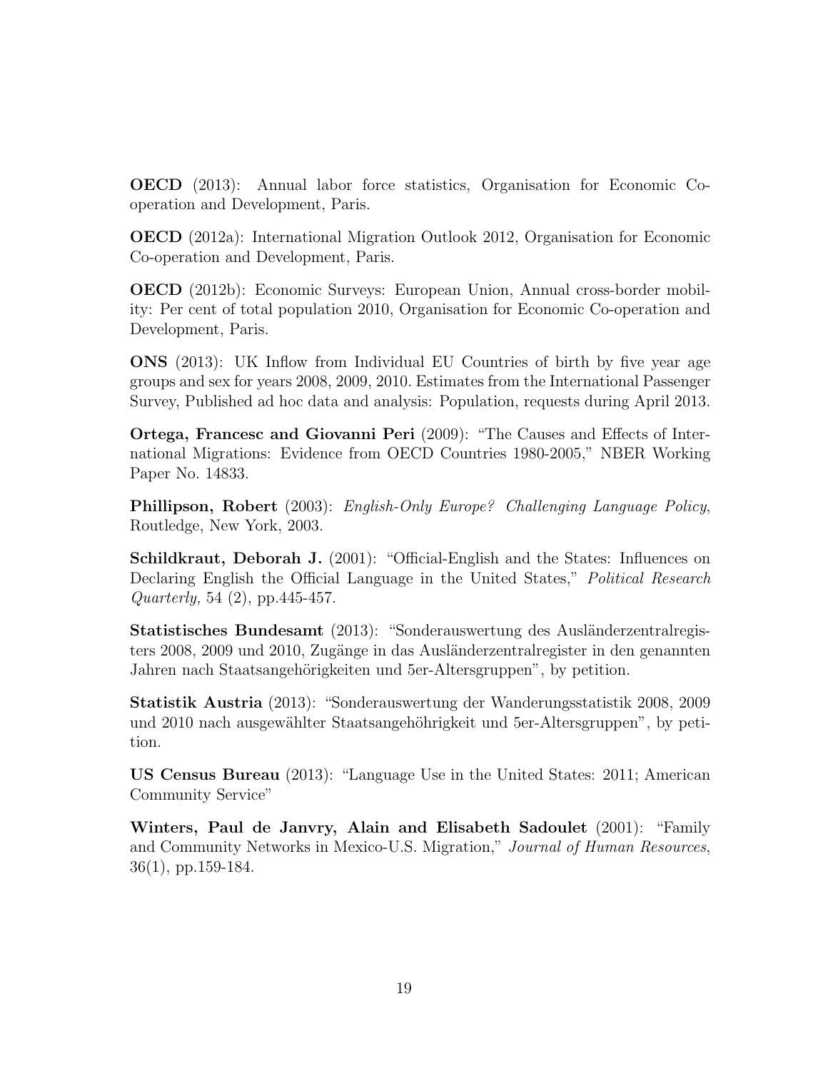**OECD** (2013): Annual labor force statistics, Organisation for Economic Co-operation and Development, Paris.

**OECD** (2012a): International Migration Outlook 2012, Organisation for Economic Co-operation and Development, Paris.

**OECD** (2012b): Economic Surveys: European Union, Annual cross-border mobility: Per cent of total population 2010, Organisation for Economic Co-operation and Development, Paris.

**ONS** (2013): UK Inflow from Individual EU Countries of birth by five year age groups and sex for years 2008, 2009, 2010. Estimates from the International Passenger Survey, Published ad hoc data and analysis: Population, requests during April 2013.

**Ortega, Francesc and Giovanni Peri** (2009): "The Causes and Effects of International Migrations: Evidence from OECD Countries 1980-2005," NBER Working Paper No. 14833.

**Phillipson, Robert** (2003): *English-Only Europe? Challenging Language Policy*, Routledge, New York, 2003.

**Schildkraut, Deborah J.** (2001): "Official-English and the States: Influences on Declaring English the Official Language in the United States," *Political Research Quarterly,* 54 (2), pp.445-457.

**Statistisches Bundesamt** (2013): "Sonderauswertung des Ausländerzentralregisters 2008, 2009 und 2010, Zugänge in das Ausländerzentralregister in den genannten Jahren nach Staatsangehörigkeiten und 5er-Altersgruppen", by petition.

**Statistik Austria** (2013): "Sonderauswertung der Wanderungsstatistik 2008, 2009 und 2010 nach ausgewählter Staatsangehöhrigkeit und 5er-Altersgruppen", by petition.

**US Census Bureau** (2013): "Language Use in the United States: 2011; American Community Service"

**Winters, Paul de Janvry, Alain and Elisabeth Sadoulet** (2001): "Family and Community Networks in Mexico-U.S. Migration," *Journal of Human Resources*, 36(1), pp.159-184.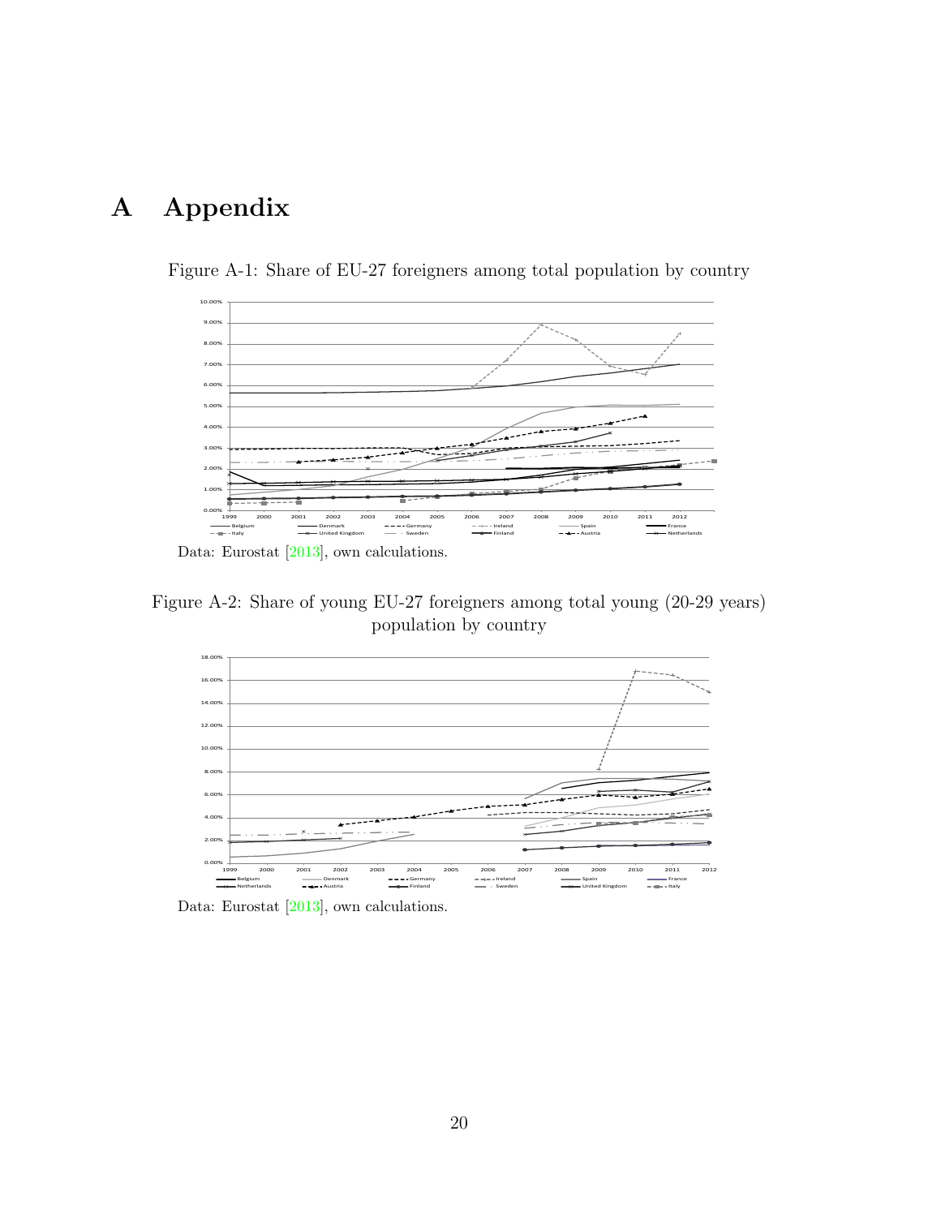# A Appendix

Figure A-1: Share of EU-27 foreigners among total population by country

Data: Eurostat [2013], own calculations.

Figure A-2: Share of young EU-27 foreigners among total young (20-29 years) population by country

Data: Eurostat [2013], own calculations.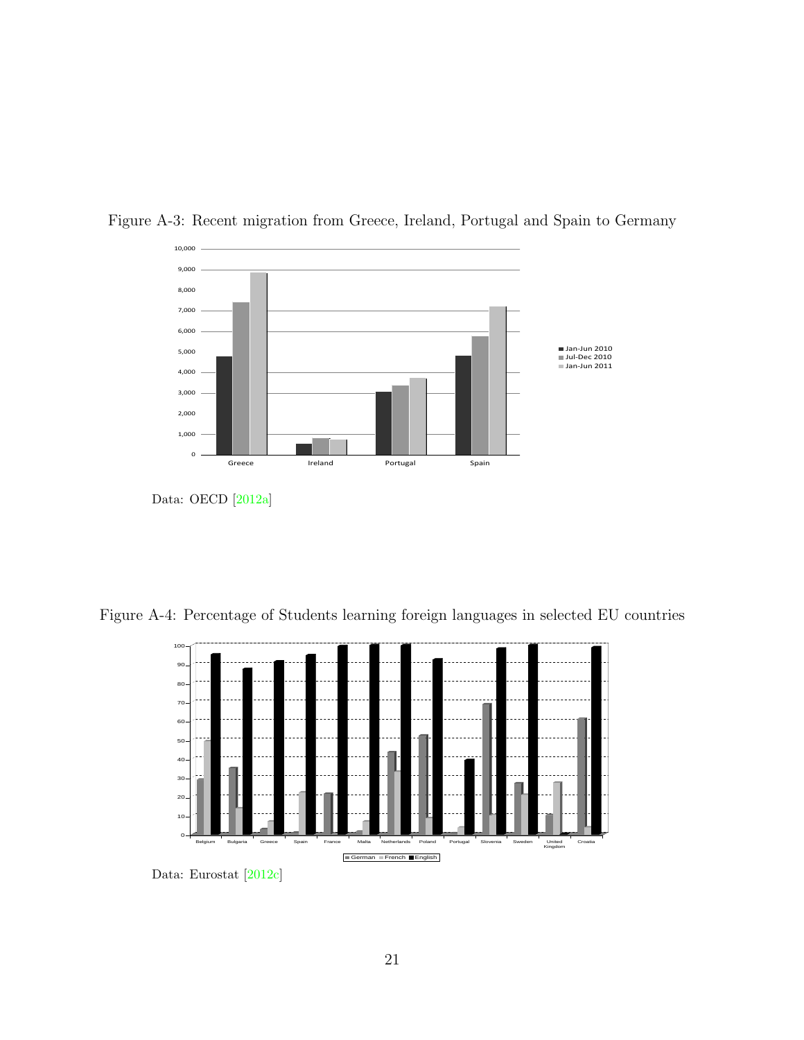Figure A-3: Recent migration from Greece, Ireland, Portugal and Spain to Germany

10,000
9,000
8,000
7,000
6,000
5,000
4,000
3,000
2,000
1,000
0

Greece
Ireland
Portugal
Spain

Jan-Jun 2010
Jul-Dec 2010
Jan-Jun 2011

Data: OECD [2012a]

Figure A-4: Percentage of Students learning foreign languages in selected EU countries

100
90
80
70
60
50
40
30
20
10
0

Belgium
Bulgaria
Greece
Spain
France
Malta
Netherlands
Poland
Portugal
Slovenia
Sweden
United Kingdom
Croatia

German
French
English

Data: Eurostat [2012c]